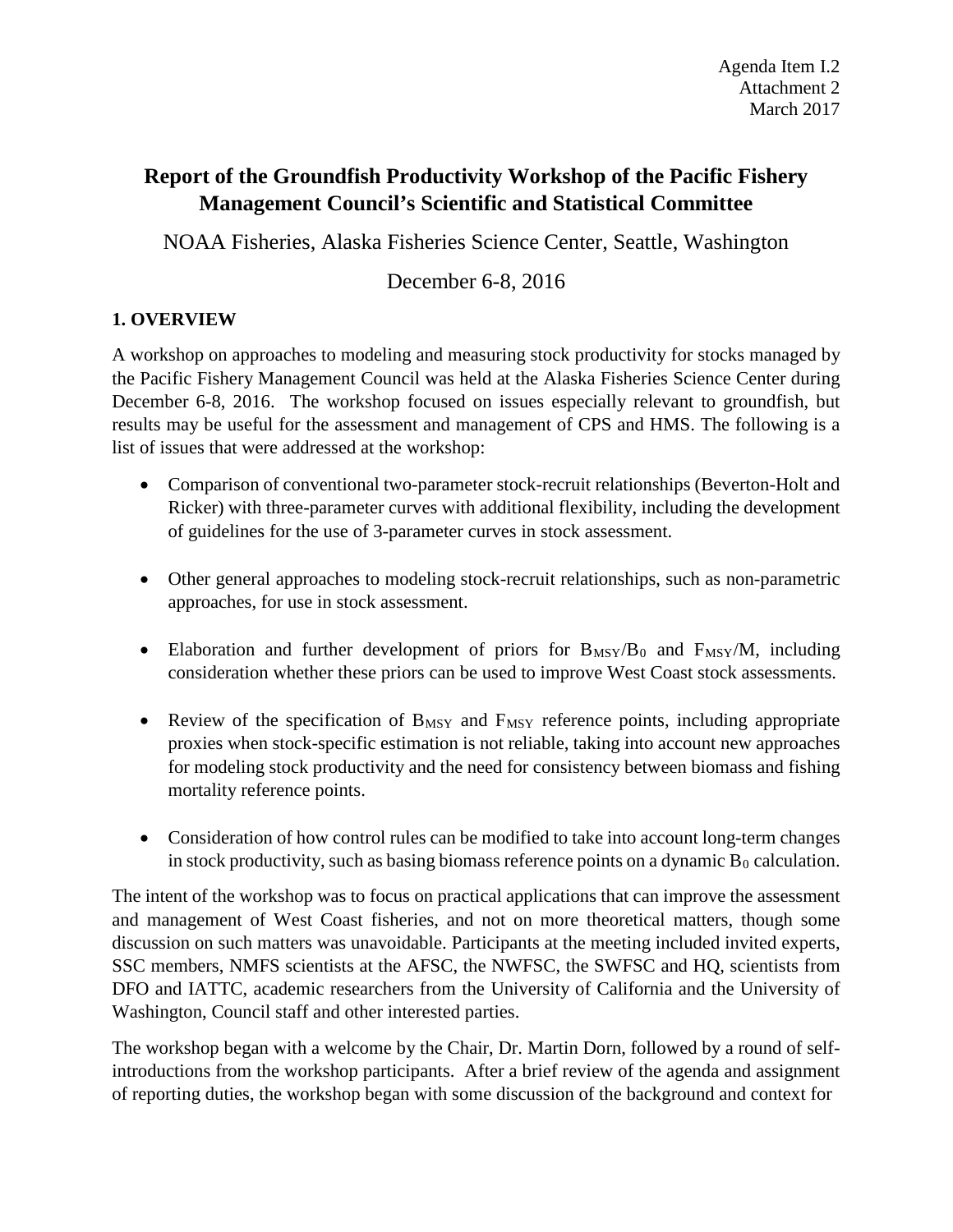Agenda Item I.2
Attachment 2
March 2017

# Report of the Groundfish Productivity Workshop of the Pacific Fishery Management Council's Scientific and Statistical Committee

NOAA Fisheries, Alaska Fisheries Science Center, Seattle, Washington

December 6-8, 2016

## 1. OVERVIEW

A workshop on approaches to modeling and measuring stock productivity for stocks managed by the Pacific Fishery Management Council was held at the Alaska Fisheries Science Center during December 6-8, 2016. The workshop focused on issues especially relevant to groundfish, but results may be useful for the assessment and management of CPS and HMS. The following is a list of issues that were addressed at the workshop:

- Comparison of conventional two-parameter stock-recruit relationships (Beverton-Holt and Ricker) with three-parameter curves with additional flexibility, including the development of guidelines for the use of 3-parameter curves in stock assessment.
- Other general approaches to modeling stock-recruit relationships, such as non-parametric approaches, for use in stock assessment.
- Elaboration and further development of priors for $B_{MSY}/B_0$ and $F_{MSY}/M$, including consideration whether these priors can be used to improve West Coast stock assessments.
- Review of the specification of $B_{MSY}$ and $F_{MSY}$ reference points, including appropriate proxies when stock-specific estimation is not reliable, taking into account new approaches for modeling stock productivity and the need for consistency between biomass and fishing mortality reference points.
- Consideration of how control rules can be modified to take into account long-term changes in stock productivity, such as basing biomass reference points on a dynamic $B_0$ calculation.

The intent of the workshop was to focus on practical applications that can improve the assessment and management of West Coast fisheries, and not on more theoretical matters, though some discussion on such matters was unavoidable. Participants at the meeting included invited experts, SSC members, NMFS scientists at the AFSC, the NWFSC, the SWFSC and HQ, scientists from DFO and IATTC, academic researchers from the University of California and the University of Washington, Council staff and other interested parties.

The workshop began with a welcome by the Chair, Dr. Martin Dorn, followed by a round of self-introductions from the workshop participants. After a brief review of the agenda and assignment of reporting duties, the workshop began with some discussion of the background and context for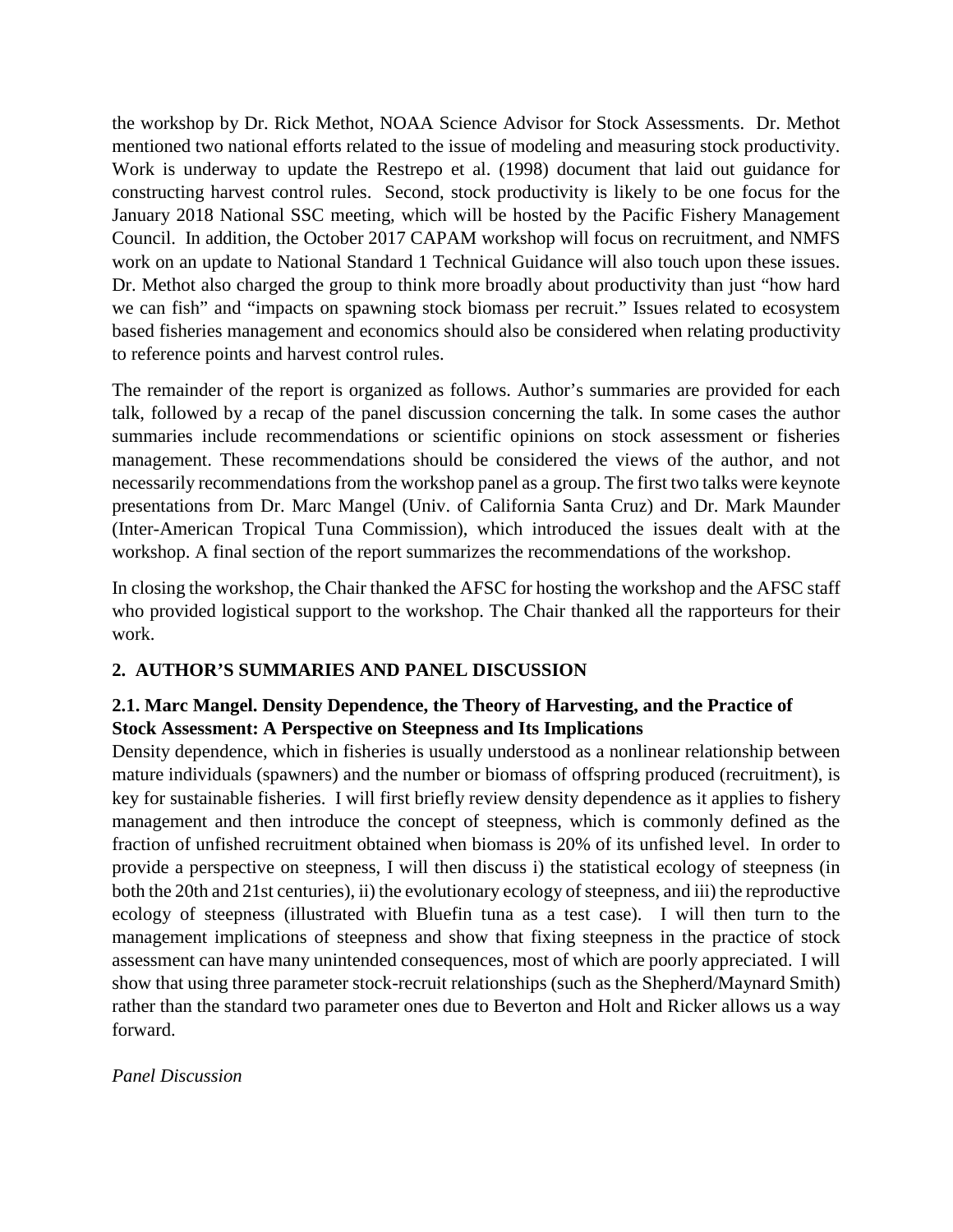the workshop by Dr. Rick Methot, NOAA Science Advisor for Stock Assessments. Dr. Methot mentioned two national efforts related to the issue of modeling and measuring stock productivity. Work is underway to update the Restrepo et al. (1998) document that laid out guidance for constructing harvest control rules. Second, stock productivity is likely to be one focus for the January 2018 National SSC meeting, which will be hosted by the Pacific Fishery Management Council. In addition, the October 2017 CAPAM workshop will focus on recruitment, and NMFS work on an update to National Standard 1 Technical Guidance will also touch upon these issues. Dr. Methot also charged the group to think more broadly about productivity than just "how hard we can fish" and "impacts on spawning stock biomass per recruit." Issues related to ecosystem based fisheries management and economics should also be considered when relating productivity to reference points and harvest control rules.

The remainder of the report is organized as follows. Author's summaries are provided for each talk, followed by a recap of the panel discussion concerning the talk. In some cases the author summaries include recommendations or scientific opinions on stock assessment or fisheries management. These recommendations should be considered the views of the author, and not necessarily recommendations from the workshop panel as a group. The first two talks were keynote presentations from Dr. Marc Mangel (Univ. of California Santa Cruz) and Dr. Mark Maunder (Inter-American Tropical Tuna Commission), which introduced the issues dealt with at the workshop. A final section of the report summarizes the recommendations of the workshop.

In closing the workshop, the Chair thanked the AFSC for hosting the workshop and the AFSC staff who provided logistical support to the workshop. The Chair thanked all the rapporteurs for their work.

## 2. AUTHOR'S SUMMARIES AND PANEL DISCUSSION

### 2.1. Marc Mangel. Density Dependence, the Theory of Harvesting, and the Practice of Stock Assessment: A Perspective on Steepness and Its Implications

Density dependence, which in fisheries is usually understood as a nonlinear relationship between mature individuals (spawners) and the number or biomass of offspring produced (recruitment), is key for sustainable fisheries. I will first briefly review density dependence as it applies to fishery management and then introduce the concept of steepness, which is commonly defined as the fraction of unfished recruitment obtained when biomass is 20% of its unfished level. In order to provide a perspective on steepness, I will then discuss i) the statistical ecology of steepness (in both the 20th and 21st centuries), ii) the evolutionary ecology of steepness, and iii) the reproductive ecology of steepness (illustrated with Bluefin tuna as a test case). I will then turn to the management implications of steepness and show that fixing steepness in the practice of stock assessment can have many unintended consequences, most of which are poorly appreciated. I will show that using three parameter stock-recruit relationships (such as the Shepherd/Maynard Smith) rather than the standard two parameter ones due to Beverton and Holt and Ricker allows us a way forward.

*Panel Discussion*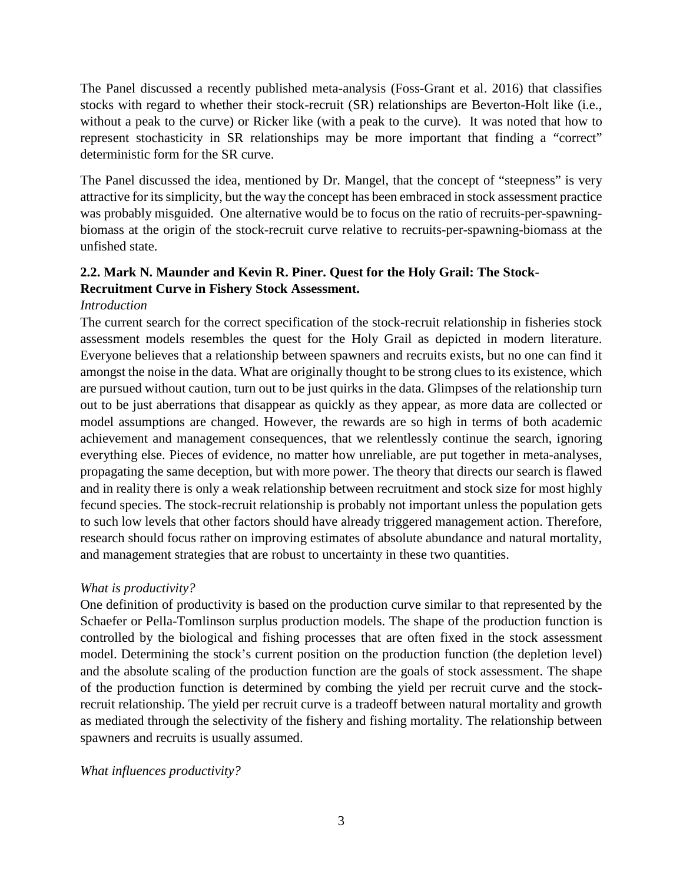The Panel discussed a recently published meta-analysis (Foss-Grant et al. 2016) that classifies stocks with regard to whether their stock-recruit (SR) relationships are Beverton-Holt like (i.e., without a peak to the curve) or Ricker like (with a peak to the curve). It was noted that how to represent stochasticity in SR relationships may be more important that finding a "correct" deterministic form for the SR curve.

The Panel discussed the idea, mentioned by Dr. Mangel, that the concept of "steepness" is very attractive for its simplicity, but the way the concept has been embraced in stock assessment practice was probably misguided. One alternative would be to focus on the ratio of recruits-per-spawning-biomass at the origin of the stock-recruit curve relative to recruits-per-spawning-biomass at the unfished state.

### 2.2. Mark N. Maunder and Kevin R. Piner. Quest for the Holy Grail: The Stock-Recruitment Curve in Fishery Stock Assessment.

*Introduction*

The current search for the correct specification of the stock-recruit relationship in fisheries stock assessment models resembles the quest for the Holy Grail as depicted in modern literature. Everyone believes that a relationship between spawners and recruits exists, but no one can find it amongst the noise in the data. What are originally thought to be strong clues to its existence, which are pursued without caution, turn out to be just quirks in the data. Glimpses of the relationship turn out to be just aberrations that disappear as quickly as they appear, as more data are collected or model assumptions are changed. However, the rewards are so high in terms of both academic achievement and management consequences, that we relentlessly continue the search, ignoring everything else. Pieces of evidence, no matter how unreliable, are put together in meta-analyses, propagating the same deception, but with more power. The theory that directs our search is flawed and in reality there is only a weak relationship between recruitment and stock size for most highly fecund species. The stock-recruit relationship is probably not important unless the population gets to such low levels that other factors should have already triggered management action. Therefore, research should focus rather on improving estimates of absolute abundance and natural mortality, and management strategies that are robust to uncertainty in these two quantities.

*What is productivity?*

One definition of productivity is based on the production curve similar to that represented by the Schaefer or Pella-Tomlinson surplus production models. The shape of the production function is controlled by the biological and fishing processes that are often fixed in the stock assessment model. Determining the stock's current position on the production function (the depletion level) and the absolute scaling of the production function are the goals of stock assessment. The shape of the production function is determined by combing the yield per recruit curve and the stock-recruit relationship. The yield per recruit curve is a tradeoff between natural mortality and growth as mediated through the selectivity of the fishery and fishing mortality. The relationship between spawners and recruits is usually assumed.

*What influences productivity?*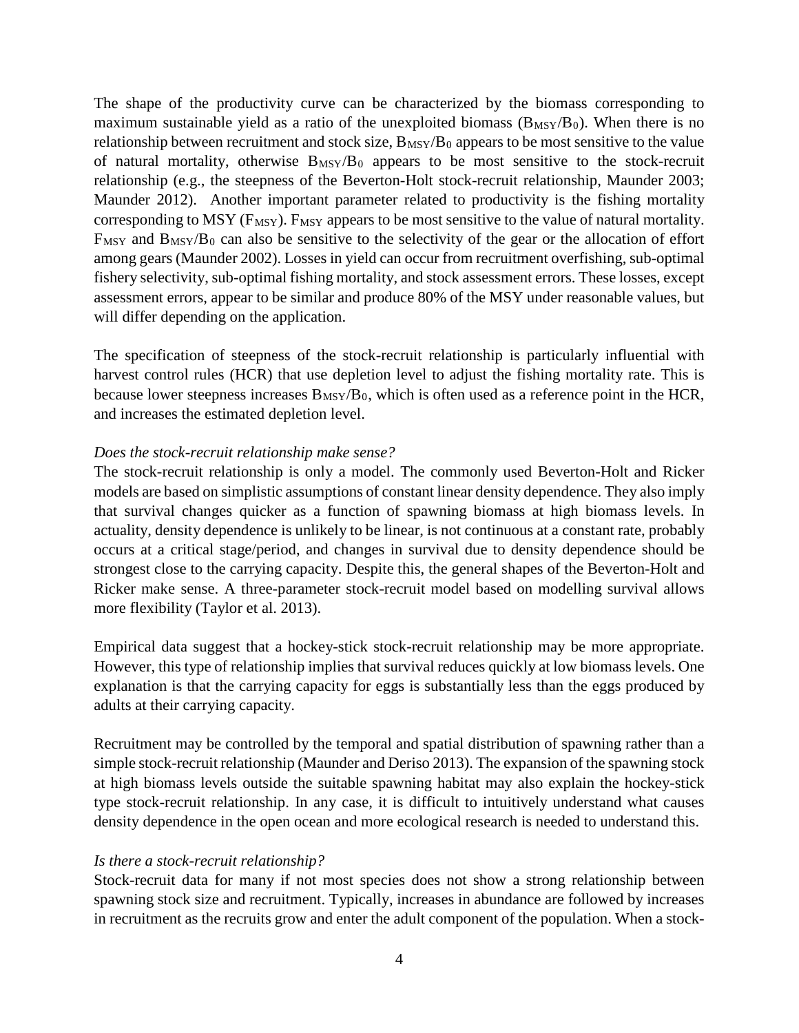The shape of the productivity curve can be characterized by the biomass corresponding to maximum sustainable yield as a ratio of the unexploited biomass ($B_{MSY}/B_0$). When there is no relationship between recruitment and stock size, $B_{MSY}/B_0$ appears to be most sensitive to the value of natural mortality, otherwise $B_{MSY}/B_0$ appears to be most sensitive to the stock-recruit relationship (e.g., the steepness of the Beverton-Holt stock-recruit relationship, Maunder 2003; Maunder 2012). Another important parameter related to productivity is the fishing mortality corresponding to MSY ($F_{MSY}$). $F_{MSY}$ appears to be most sensitive to the value of natural mortality. $F_{MSY}$ and $B_{MSY}/B_0$ can also be sensitive to the selectivity of the gear or the allocation of effort among gears (Maunder 2002). Losses in yield can occur from recruitment overfishing, sub-optimal fishery selectivity, sub-optimal fishing mortality, and stock assessment errors. These losses, except assessment errors, appear to be similar and produce 80% of the MSY under reasonable values, but will differ depending on the application.

The specification of steepness of the stock-recruit relationship is particularly influential with harvest control rules (HCR) that use depletion level to adjust the fishing mortality rate. This is because lower steepness increases $B_{MSY}/B_0$, which is often used as a reference point in the HCR, and increases the estimated depletion level.

*Does the stock-recruit relationship make sense?*

The stock-recruit relationship is only a model. The commonly used Beverton-Holt and Ricker models are based on simplistic assumptions of constant linear density dependence. They also imply that survival changes quicker as a function of spawning biomass at high biomass levels. In actuality, density dependence is unlikely to be linear, is not continuous at a constant rate, probably occurs at a critical stage/period, and changes in survival due to density dependence should be strongest close to the carrying capacity. Despite this, the general shapes of the Beverton-Holt and Ricker make sense. A three-parameter stock-recruit model based on modelling survival allows more flexibility (Taylor et al. 2013).

Empirical data suggest that a hockey-stick stock-recruit relationship may be more appropriate. However, this type of relationship implies that survival reduces quickly at low biomass levels. One explanation is that the carrying capacity for eggs is substantially less than the eggs produced by adults at their carrying capacity.

Recruitment may be controlled by the temporal and spatial distribution of spawning rather than a simple stock-recruit relationship (Maunder and Deriso 2013). The expansion of the spawning stock at high biomass levels outside the suitable spawning habitat may also explain the hockey-stick type stock-recruit relationship. In any case, it is difficult to intuitively understand what causes density dependence in the open ocean and more ecological research is needed to understand this.

*Is there a stock-recruit relationship?*

Stock-recruit data for many if not most species does not show a strong relationship between spawning stock size and recruitment. Typically, increases in abundance are followed by increases in recruitment as the recruits grow and enter the adult component of the population. When a stock-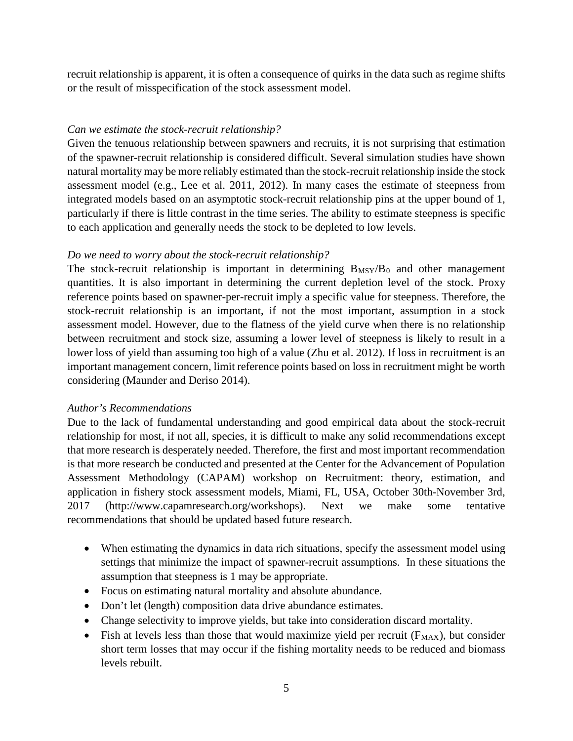recruit relationship is apparent, it is often a consequence of quirks in the data such as regime shifts or the result of misspecification of the stock assessment model.

*Can we estimate the stock-recruit relationship?*

Given the tenuous relationship between spawners and recruits, it is not surprising that estimation of the spawner-recruit relationship is considered difficult. Several simulation studies have shown natural mortality may be more reliably estimated than the stock-recruit relationship inside the stock assessment model (e.g., Lee et al. 2011, 2012). In many cases the estimate of steepness from integrated models based on an asymptotic stock-recruit relationship pins at the upper bound of 1, particularly if there is little contrast in the time series. The ability to estimate steepness is specific to each application and generally needs the stock to be depleted to low levels.

*Do we need to worry about the stock-recruit relationship?*

The stock-recruit relationship is important in determining $B_{MSY}/B_0$ and other management quantities. It is also important in determining the current depletion level of the stock. Proxy reference points based on spawner-per-recruit imply a specific value for steepness. Therefore, the stock-recruit relationship is an important, if not the most important, assumption in a stock assessment model. However, due to the flatness of the yield curve when there is no relationship between recruitment and stock size, assuming a lower level of steepness is likely to result in a lower loss of yield than assuming too high of a value (Zhu et al. 2012). If loss in recruitment is an important management concern, limit reference points based on loss in recruitment might be worth considering (Maunder and Deriso 2014).

*Author's Recommendations*

Due to the lack of fundamental understanding and good empirical data about the stock-recruit relationship for most, if not all, species, it is difficult to make any solid recommendations except that more research is desperately needed. Therefore, the first and most important recommendation is that more research be conducted and presented at the Center for the Advancement of Population Assessment Methodology (CAPAM) workshop on Recruitment: theory, estimation, and application in fishery stock assessment models, Miami, FL, USA, October 30th-November 3rd, 2017 (http://www.capamresearch.org/workshops). Next we make some tentative recommendations that should be updated based future research.

- When estimating the dynamics in data rich situations, specify the assessment model using settings that minimize the impact of spawner-recruit assumptions. In these situations the assumption that steepness is 1 may be appropriate.
- Focus on estimating natural mortality and absolute abundance.
- Don't let (length) composition data drive abundance estimates.
- Change selectivity to improve yields, but take into consideration discard mortality.
- Fish at levels less than those that would maximize yield per recruit ($F_{MAX}$), but consider short term losses that may occur if the fishing mortality needs to be reduced and biomass levels rebuilt.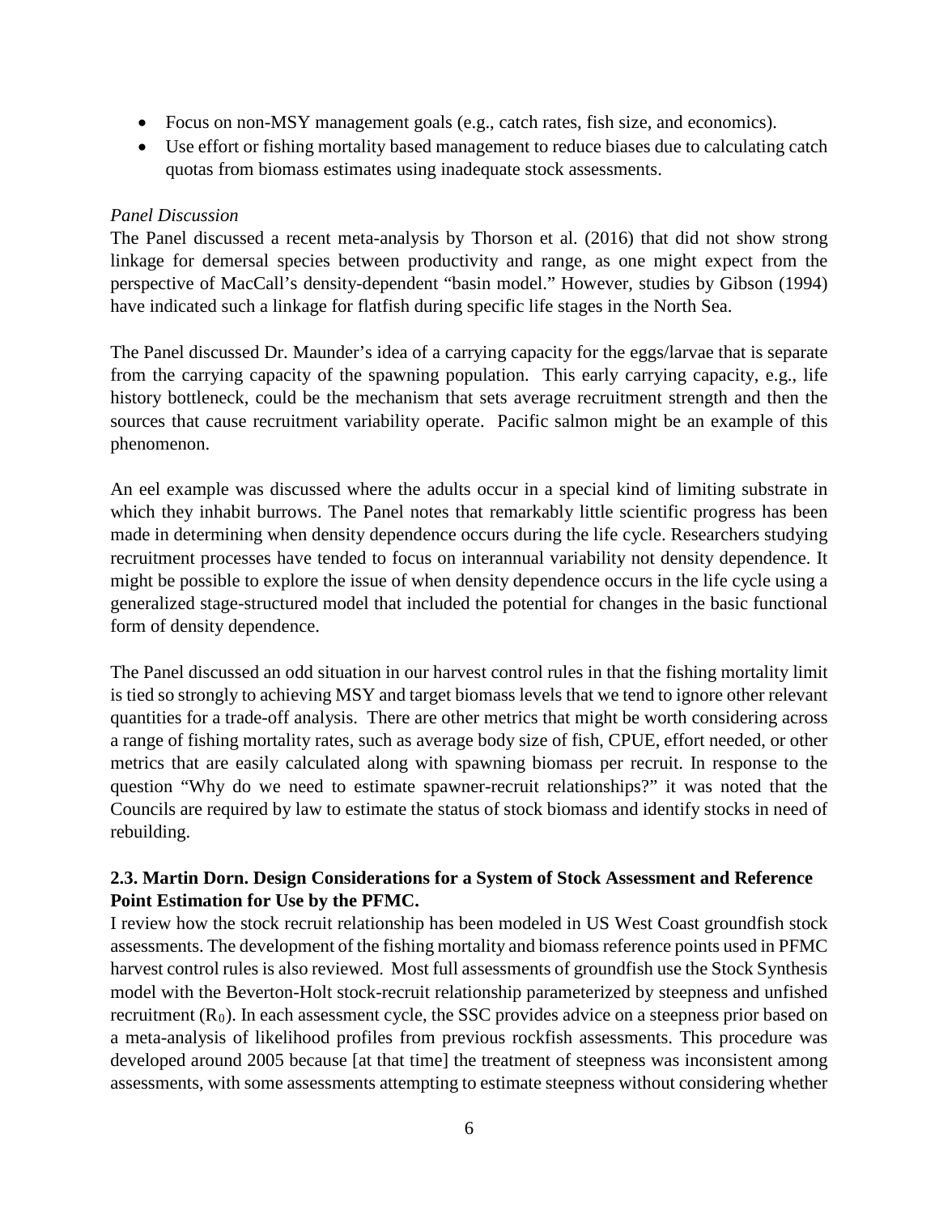- Focus on non-MSY management goals (e.g., catch rates, fish size, and economics).
- Use effort or fishing mortality based management to reduce biases due to calculating catch quotas from biomass estimates using inadequate stock assessments.

*Panel Discussion*

The Panel discussed a recent meta-analysis by Thorson et al. (2016) that did not show strong linkage for demersal species between productivity and range, as one might expect from the perspective of MacCall's density-dependent "basin model." However, studies by Gibson (1994) have indicated such a linkage for flatfish during specific life stages in the North Sea.

The Panel discussed Dr. Maunder's idea of a carrying capacity for the eggs/larvae that is separate from the carrying capacity of the spawning population. This early carrying capacity, e.g., life history bottleneck, could be the mechanism that sets average recruitment strength and then the sources that cause recruitment variability operate. Pacific salmon might be an example of this phenomenon.

An eel example was discussed where the adults occur in a special kind of limiting substrate in which they inhabit burrows. The Panel notes that remarkably little scientific progress has been made in determining when density dependence occurs during the life cycle. Researchers studying recruitment processes have tended to focus on interannual variability not density dependence. It might be possible to explore the issue of when density dependence occurs in the life cycle using a generalized stage-structured model that included the potential for changes in the basic functional form of density dependence.

The Panel discussed an odd situation in our harvest control rules in that the fishing mortality limit is tied so strongly to achieving MSY and target biomass levels that we tend to ignore other relevant quantities for a trade-off analysis. There are other metrics that might be worth considering across a range of fishing mortality rates, such as average body size of fish, CPUE, effort needed, or other metrics that are easily calculated along with spawning biomass per recruit. In response to the question "Why do we need to estimate spawner-recruit relationships?" it was noted that the Councils are required by law to estimate the status of stock biomass and identify stocks in need of rebuilding.

### 2.3. Martin Dorn. Design Considerations for a System of Stock Assessment and Reference Point Estimation for Use by the PFMC.

I review how the stock recruit relationship has been modeled in US West Coast groundfish stock assessments. The development of the fishing mortality and biomass reference points used in PFMC harvest control rules is also reviewed. Most full assessments of groundfish use the Stock Synthesis model with the Beverton-Holt stock-recruit relationship parameterized by steepness and unfished recruitment ($R_0$). In each assessment cycle, the SSC provides advice on a steepness prior based on a meta-analysis of likelihood profiles from previous rockfish assessments. This procedure was developed around 2005 because [at that time] the treatment of steepness was inconsistent among assessments, with some assessments attempting to estimate steepness without considering whether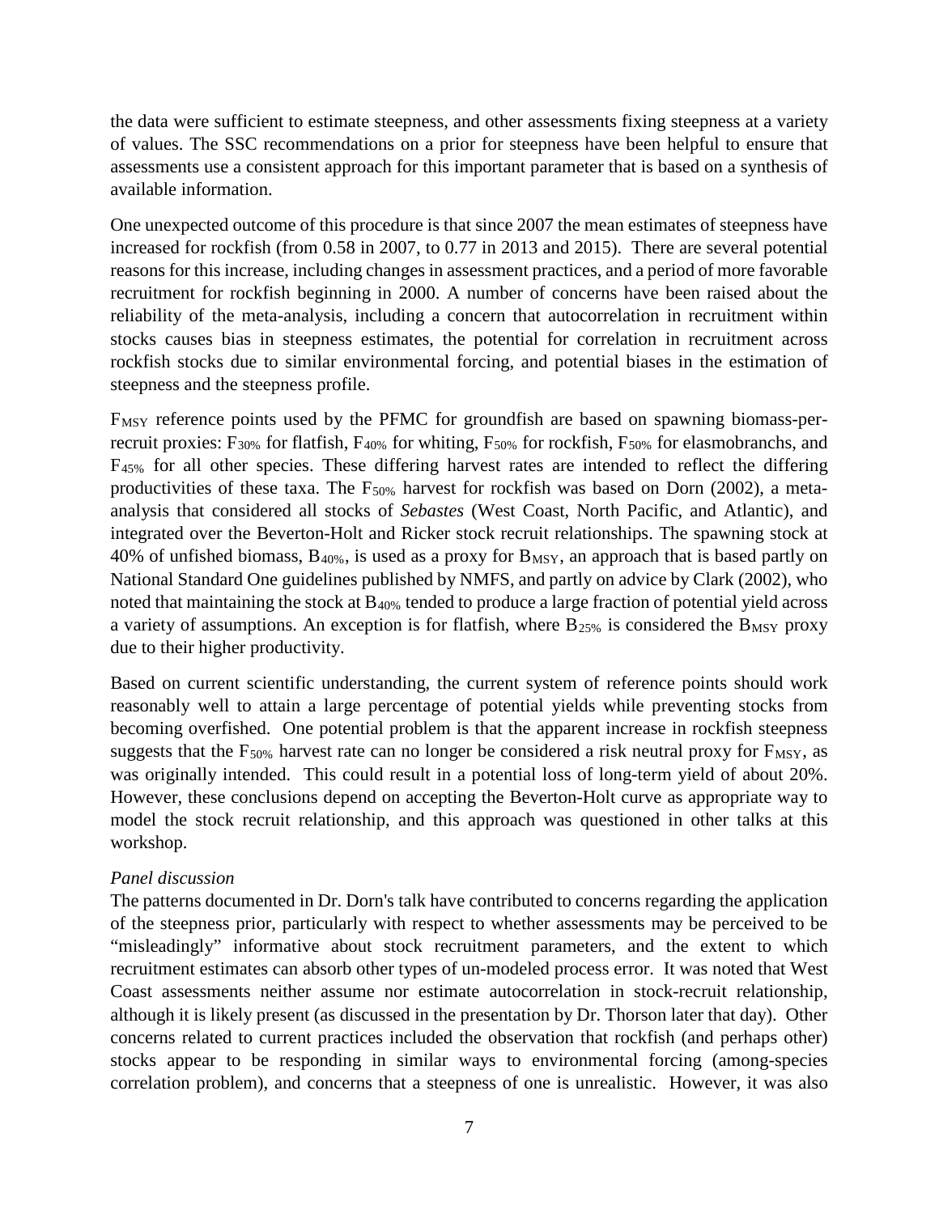the data were sufficient to estimate steepness, and other assessments fixing steepness at a variety of values. The SSC recommendations on a prior for steepness have been helpful to ensure that assessments use a consistent approach for this important parameter that is based on a synthesis of available information.

One unexpected outcome of this procedure is that since 2007 the mean estimates of steepness have increased for rockfish (from 0.58 in 2007, to 0.77 in 2013 and 2015). There are several potential reasons for this increase, including changes in assessment practices, and a period of more favorable recruitment for rockfish beginning in 2000. A number of concerns have been raised about the reliability of the meta-analysis, including a concern that autocorrelation in recruitment within stocks causes bias in steepness estimates, the potential for correlation in recruitment across rockfish stocks due to similar environmental forcing, and potential biases in the estimation of steepness and the steepness profile.

$F_{MSY}$ reference points used by the PFMC for groundfish are based on spawning biomass-per-recruit proxies: $F_{30\%}$ for flatfish, $F_{40\%}$ for whiting, $F_{50\%}$ for rockfish, $F_{50\%}$ for elasmobranchs, and $F_{45\%}$ for all other species. These differing harvest rates are intended to reflect the differing productivities of these taxa. The $F_{50\%}$ harvest for rockfish was based on Dorn (2002), a meta-analysis that considered all stocks of *Sebastes* (West Coast, North Pacific, and Atlantic), and integrated over the Beverton-Holt and Ricker stock recruit relationships. The spawning stock at 40% of unfished biomass, $B_{40\%}$, is used as a proxy for $B_{MSY}$, an approach that is based partly on National Standard One guidelines published by NMFS, and partly on advice by Clark (2002), who noted that maintaining the stock at $B_{40\%}$ tended to produce a large fraction of potential yield across a variety of assumptions. An exception is for flatfish, where $B_{25\%}$ is considered the $B_{MSY}$ proxy due to their higher productivity.

Based on current scientific understanding, the current system of reference points should work reasonably well to attain a large percentage of potential yields while preventing stocks from becoming overfished. One potential problem is that the apparent increase in rockfish steepness suggests that the $F_{50\%}$ harvest rate can no longer be considered a risk neutral proxy for $F_{MSY}$, as was originally intended. This could result in a potential loss of long-term yield of about 20%. However, these conclusions depend on accepting the Beverton-Holt curve as appropriate way to model the stock recruit relationship, and this approach was questioned in other talks at this workshop.

*Panel discussion*

The patterns documented in Dr. Dorn's talk have contributed to concerns regarding the application of the steepness prior, particularly with respect to whether assessments may be perceived to be "misleadingly" informative about stock recruitment parameters, and the extent to which recruitment estimates can absorb other types of un-modeled process error. It was noted that West Coast assessments neither assume nor estimate autocorrelation in stock-recruit relationship, although it is likely present (as discussed in the presentation by Dr. Thorson later that day). Other concerns related to current practices included the observation that rockfish (and perhaps other) stocks appear to be responding in similar ways to environmental forcing (among-species correlation problem), and concerns that a steepness of one is unrealistic. However, it was also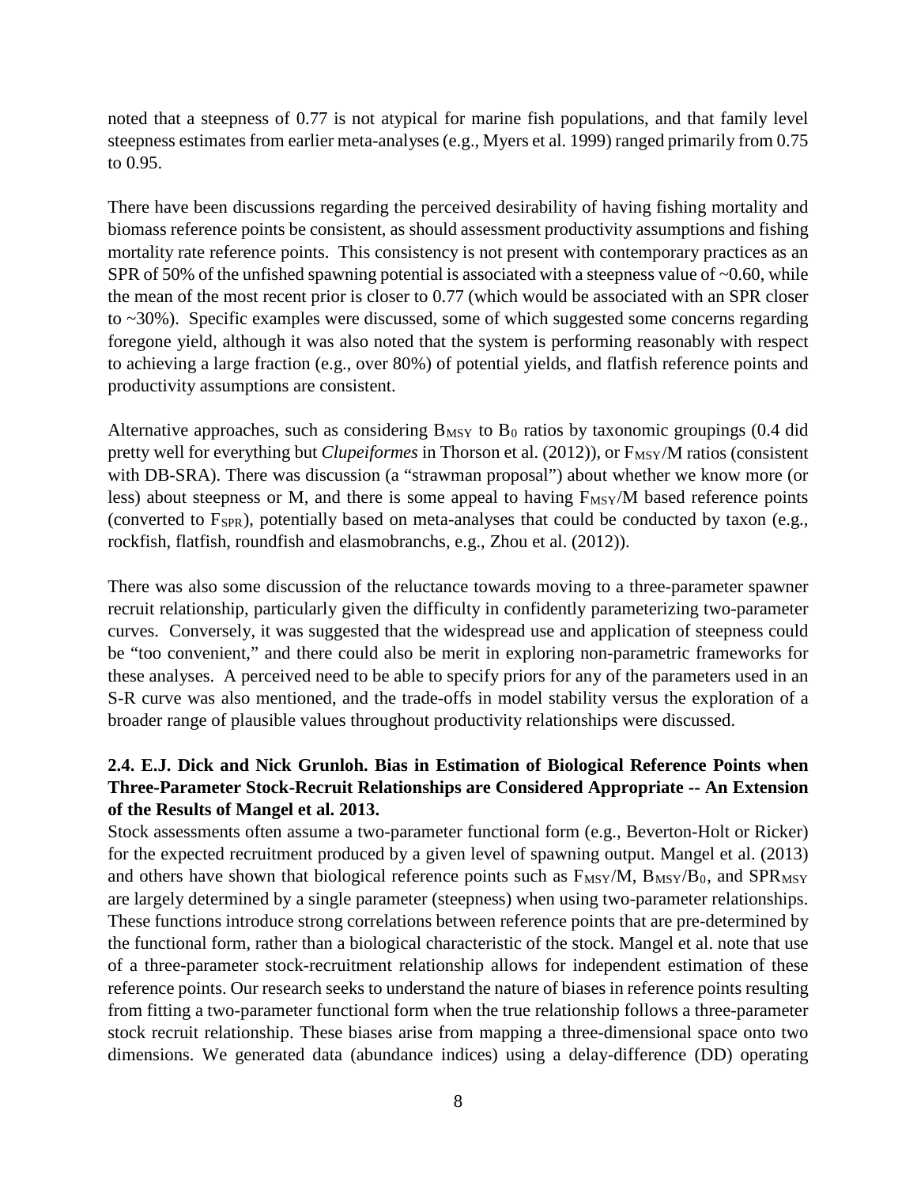noted that a steepness of 0.77 is not atypical for marine fish populations, and that family level steepness estimates from earlier meta-analyses (e.g., Myers et al. 1999) ranged primarily from 0.75 to 0.95.

There have been discussions regarding the perceived desirability of having fishing mortality and biomass reference points be consistent, as should assessment productivity assumptions and fishing mortality rate reference points. This consistency is not present with contemporary practices as an SPR of 50% of the unfished spawning potential is associated with a steepness value of ~0.60, while the mean of the most recent prior is closer to 0.77 (which would be associated with an SPR closer to ~30%). Specific examples were discussed, some of which suggested some concerns regarding foregone yield, although it was also noted that the system is performing reasonably with respect to achieving a large fraction (e.g., over 80%) of potential yields, and flatfish reference points and productivity assumptions are consistent.

Alternative approaches, such as considering $B_{MSY}$ to $B_0$ ratios by taxonomic groupings (0.4 did pretty well for everything but *Clupeiformes* in Thorson et al. (2012)), or $F_{MSY}/M$ ratios (consistent with DB-SRA). There was discussion (a "strawman proposal") about whether we know more (or less) about steepness or M, and there is some appeal to having $F_{MSY}/M$ based reference points (converted to $F_{SPR}$), potentially based on meta-analyses that could be conducted by taxon (e.g., rockfish, flatfish, roundfish and elasmobranchs, e.g., Zhou et al. (2012)).

There was also some discussion of the reluctance towards moving to a three-parameter spawner recruit relationship, particularly given the difficulty in confidently parameterizing two-parameter curves. Conversely, it was suggested that the widespread use and application of steepness could be "too convenient," and there could also be merit in exploring non-parametric frameworks for these analyses. A perceived need to be able to specify priors for any of the parameters used in an S-R curve was also mentioned, and the trade-offs in model stability versus the exploration of a broader range of plausible values throughout productivity relationships were discussed.

### 2.4. E.J. Dick and Nick Grunloh. Bias in Estimation of Biological Reference Points when Three-Parameter Stock-Recruit Relationships are Considered Appropriate -- An Extension of the Results of Mangel et al. 2013.

Stock assessments often assume a two-parameter functional form (e.g., Beverton-Holt or Ricker) for the expected recruitment produced by a given level of spawning output. Mangel et al. (2013) and others have shown that biological reference points such as $F_{MSY}/M$, $B_{MSY}/B_0$, and $SPR_{MSY}$ are largely determined by a single parameter (steepness) when using two-parameter relationships. These functions introduce strong correlations between reference points that are pre-determined by the functional form, rather than a biological characteristic of the stock. Mangel et al. note that use of a three-parameter stock-recruitment relationship allows for independent estimation of these reference points. Our research seeks to understand the nature of biases in reference points resulting from fitting a two-parameter functional form when the true relationship follows a three-parameter stock recruit relationship. These biases arise from mapping a three-dimensional space onto two dimensions. We generated data (abundance indices) using a delay-difference (DD) operating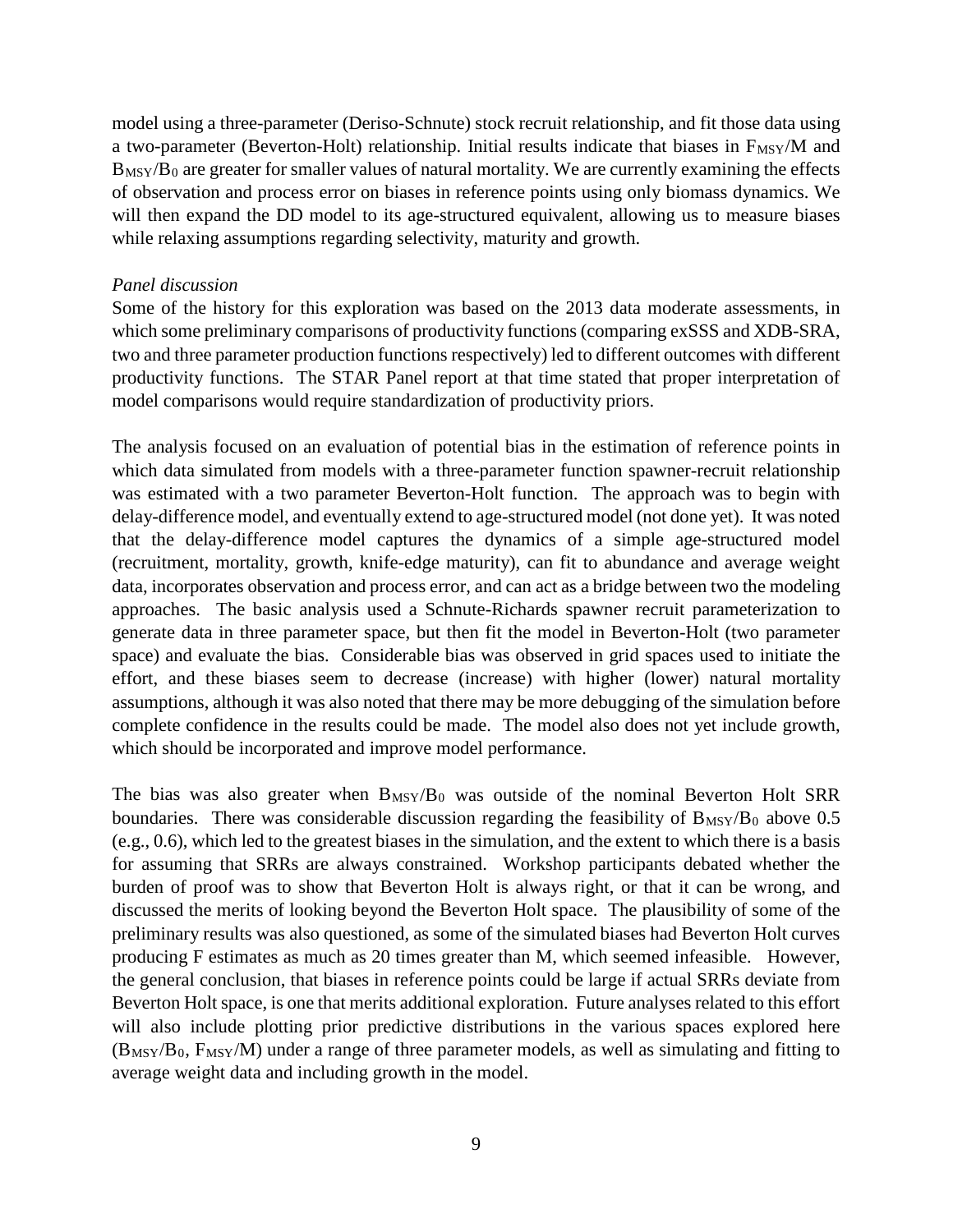model using a three-parameter (Deriso-Schnute) stock recruit relationship, and fit those data using a two-parameter (Beverton-Holt) relationship. Initial results indicate that biases in $F_{MSY}/M$ and $B_{MSY}/B_0$ are greater for smaller values of natural mortality. We are currently examining the effects of observation and process error on biases in reference points using only biomass dynamics. We will then expand the DD model to its age-structured equivalent, allowing us to measure biases while relaxing assumptions regarding selectivity, maturity and growth.

*Panel discussion*

Some of the history for this exploration was based on the 2013 data moderate assessments, in which some preliminary comparisons of productivity functions (comparing exSSS and XDB-SRA, two and three parameter production functions respectively) led to different outcomes with different productivity functions. The STAR Panel report at that time stated that proper interpretation of model comparisons would require standardization of productivity priors.

The analysis focused on an evaluation of potential bias in the estimation of reference points in which data simulated from models with a three-parameter function spawner-recruit relationship was estimated with a two parameter Beverton-Holt function. The approach was to begin with delay-difference model, and eventually extend to age-structured model (not done yet). It was noted that the delay-difference model captures the dynamics of a simple age-structured model (recruitment, mortality, growth, knife-edge maturity), can fit to abundance and average weight data, incorporates observation and process error, and can act as a bridge between two the modeling approaches. The basic analysis used a Schnute-Richards spawner recruit parameterization to generate data in three parameter space, but then fit the model in Beverton-Holt (two parameter space) and evaluate the bias. Considerable bias was observed in grid spaces used to initiate the effort, and these biases seem to decrease (increase) with higher (lower) natural mortality assumptions, although it was also noted that there may be more debugging of the simulation before complete confidence in the results could be made. The model also does not yet include growth, which should be incorporated and improve model performance.

The bias was also greater when $B_{MSY}/B_0$ was outside of the nominal Beverton Holt SRR boundaries. There was considerable discussion regarding the feasibility of $B_{MSY}/B_0$ above 0.5 (e.g., 0.6), which led to the greatest biases in the simulation, and the extent to which there is a basis for assuming that SRRs are always constrained. Workshop participants debated whether the burden of proof was to show that Beverton Holt is always right, or that it can be wrong, and discussed the merits of looking beyond the Beverton Holt space. The plausibility of some of the preliminary results was also questioned, as some of the simulated biases had Beverton Holt curves producing F estimates as much as 20 times greater than M, which seemed infeasible. However, the general conclusion, that biases in reference points could be large if actual SRRs deviate from Beverton Holt space, is one that merits additional exploration. Future analyses related to this effort will also include plotting prior predictive distributions in the various spaces explored here ($B_{MSY}/B_0$, $F_{MSY}/M$) under a range of three parameter models, as well as simulating and fitting to average weight data and including growth in the model.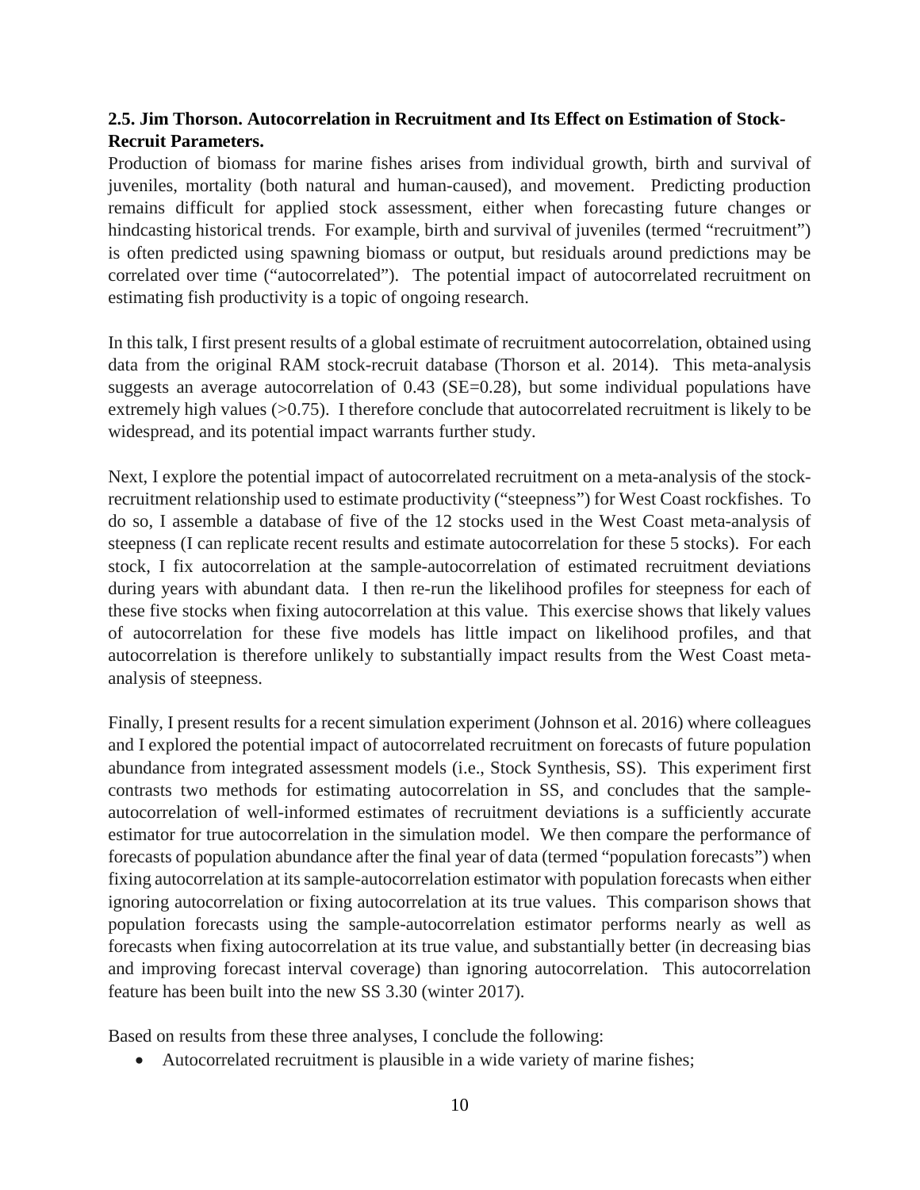### 2.5. Jim Thorson. Autocorrelation in Recruitment and Its Effect on Estimation of Stock-Recruit Parameters.

Production of biomass for marine fishes arises from individual growth, birth and survival of juveniles, mortality (both natural and human-caused), and movement. Predicting production remains difficult for applied stock assessment, either when forecasting future changes or hindcasting historical trends. For example, birth and survival of juveniles (termed "recruitment") is often predicted using spawning biomass or output, but residuals around predictions may be correlated over time ("autocorrelated"). The potential impact of autocorrelated recruitment on estimating fish productivity is a topic of ongoing research.

In this talk, I first present results of a global estimate of recruitment autocorrelation, obtained using data from the original RAM stock-recruit database (Thorson et al. 2014). This meta-analysis suggests an average autocorrelation of 0.43 (SE=0.28), but some individual populations have extremely high values (>0.75). I therefore conclude that autocorrelated recruitment is likely to be widespread, and its potential impact warrants further study.

Next, I explore the potential impact of autocorrelated recruitment on a meta-analysis of the stock-recruitment relationship used to estimate productivity ("steepness") for West Coast rockfishes. To do so, I assemble a database of five of the 12 stocks used in the West Coast meta-analysis of steepness (I can replicate recent results and estimate autocorrelation for these 5 stocks). For each stock, I fix autocorrelation at the sample-autocorrelation of estimated recruitment deviations during years with abundant data. I then re-run the likelihood profiles for steepness for each of these five stocks when fixing autocorrelation at this value. This exercise shows that likely values of autocorrelation for these five models has little impact on likelihood profiles, and that autocorrelation is therefore unlikely to substantially impact results from the West Coast meta-analysis of steepness.

Finally, I present results for a recent simulation experiment (Johnson et al. 2016) where colleagues and I explored the potential impact of autocorrelated recruitment on forecasts of future population abundance from integrated assessment models (i.e., Stock Synthesis, SS). This experiment first contrasts two methods for estimating autocorrelation in SS, and concludes that the sample-autocorrelation of well-informed estimates of recruitment deviations is a sufficiently accurate estimator for true autocorrelation in the simulation model. We then compare the performance of forecasts of population abundance after the final year of data (termed "population forecasts") when fixing autocorrelation at its sample-autocorrelation estimator with population forecasts when either ignoring autocorrelation or fixing autocorrelation at its true values. This comparison shows that population forecasts using the sample-autocorrelation estimator performs nearly as well as forecasts when fixing autocorrelation at its true value, and substantially better (in decreasing bias and improving forecast interval coverage) than ignoring autocorrelation. This autocorrelation feature has been built into the new SS 3.30 (winter 2017).

Based on results from these three analyses, I conclude the following:

- Autocorrelated recruitment is plausible in a wide variety of marine fishes;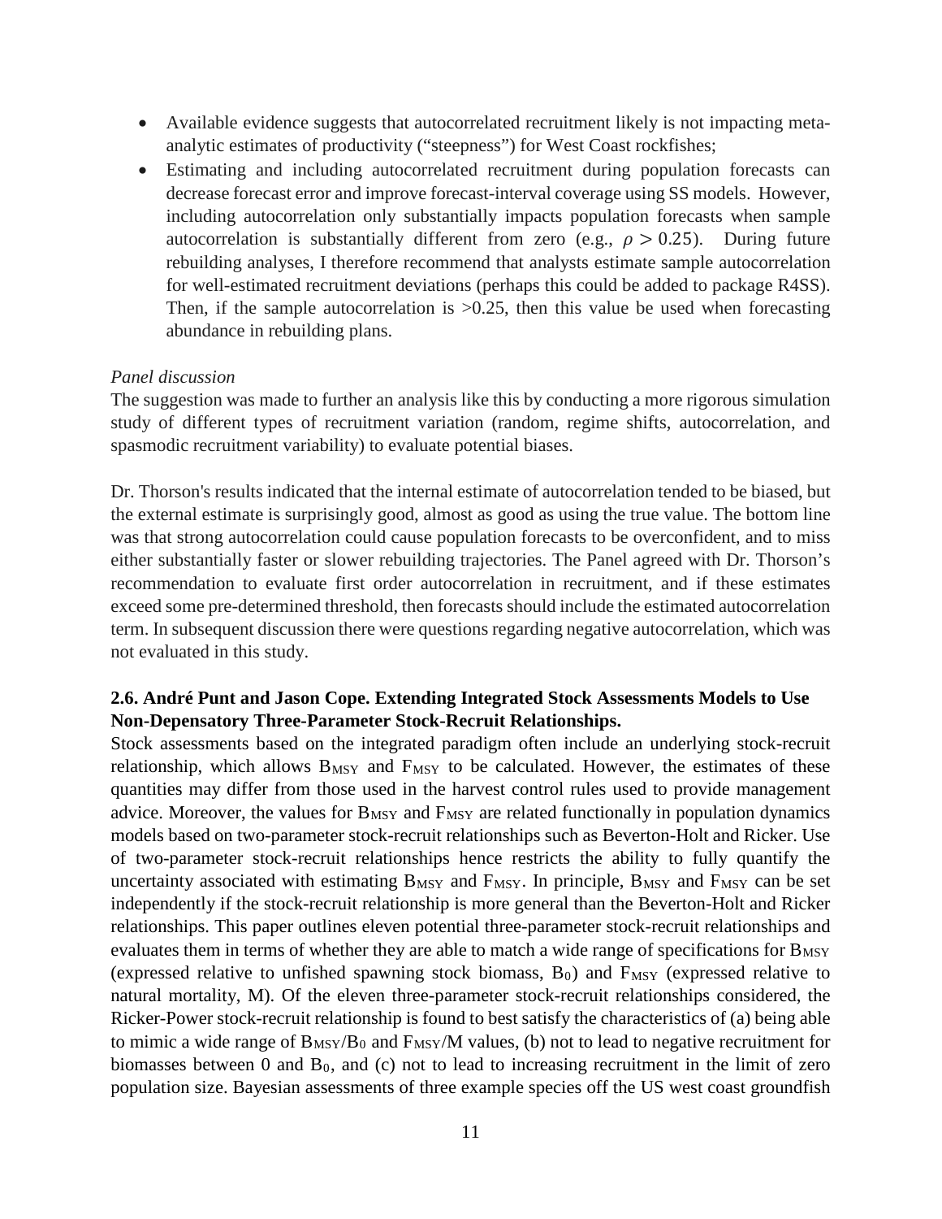- Available evidence suggests that autocorrelated recruitment likely is not impacting meta-analytic estimates of productivity ("steepness") for West Coast rockfishes;
- Estimating and including autocorrelated recruitment during population forecasts can decrease forecast error and improve forecast-interval coverage using SS models. However, including autocorrelation only substantially impacts population forecasts when sample autocorrelation is substantially different from zero (e.g., $\rho > 0.25$). During future rebuilding analyses, I therefore recommend that analysts estimate sample autocorrelation for well-estimated recruitment deviations (perhaps this could be added to package R4SS). Then, if the sample autocorrelation is >0.25, then this value be used when forecasting abundance in rebuilding plans.

*Panel discussion*

The suggestion was made to further an analysis like this by conducting a more rigorous simulation study of different types of recruitment variation (random, regime shifts, autocorrelation, and spasmodic recruitment variability) to evaluate potential biases.

Dr. Thorson's results indicated that the internal estimate of autocorrelation tended to be biased, but the external estimate is surprisingly good, almost as good as using the true value. The bottom line was that strong autocorrelation could cause population forecasts to be overconfident, and to miss either substantially faster or slower rebuilding trajectories. The Panel agreed with Dr. Thorson's recommendation to evaluate first order autocorrelation in recruitment, and if these estimates exceed some pre-determined threshold, then forecasts should include the estimated autocorrelation term. In subsequent discussion there were questions regarding negative autocorrelation, which was not evaluated in this study.

### 2.6. André Punt and Jason Cope. Extending Integrated Stock Assessments Models to Use Non-Depensatory Three-Parameter Stock-Recruit Relationships.

Stock assessments based on the integrated paradigm often include an underlying stock-recruit relationship, which allows $B_{MSY}$ and $F_{MSY}$ to be calculated. However, the estimates of these quantities may differ from those used in the harvest control rules used to provide management advice. Moreover, the values for $B_{MSY}$ and $F_{MSY}$ are related functionally in population dynamics models based on two-parameter stock-recruit relationships such as Beverton-Holt and Ricker. Use of two-parameter stock-recruit relationships hence restricts the ability to fully quantify the uncertainty associated with estimating $B_{MSY}$ and $F_{MSY}$. In principle, $B_{MSY}$ and $F_{MSY}$ can be set independently if the stock-recruit relationship is more general than the Beverton-Holt and Ricker relationships. This paper outlines eleven potential three-parameter stock-recruit relationships and evaluates them in terms of whether they are able to match a wide range of specifications for $B_{MSY}$ (expressed relative to unfished spawning stock biomass, $B_0$) and $F_{MSY}$ (expressed relative to natural mortality, M). Of the eleven three-parameter stock-recruit relationships considered, the Ricker-Power stock-recruit relationship is found to best satisfy the characteristics of (a) being able to mimic a wide range of $B_{MSY}/B_0$ and $F_{MSY}/M$ values, (b) not to lead to negative recruitment for biomasses between 0 and $B_0$, and (c) not to lead to increasing recruitment in the limit of zero population size. Bayesian assessments of three example species off the US west coast groundfish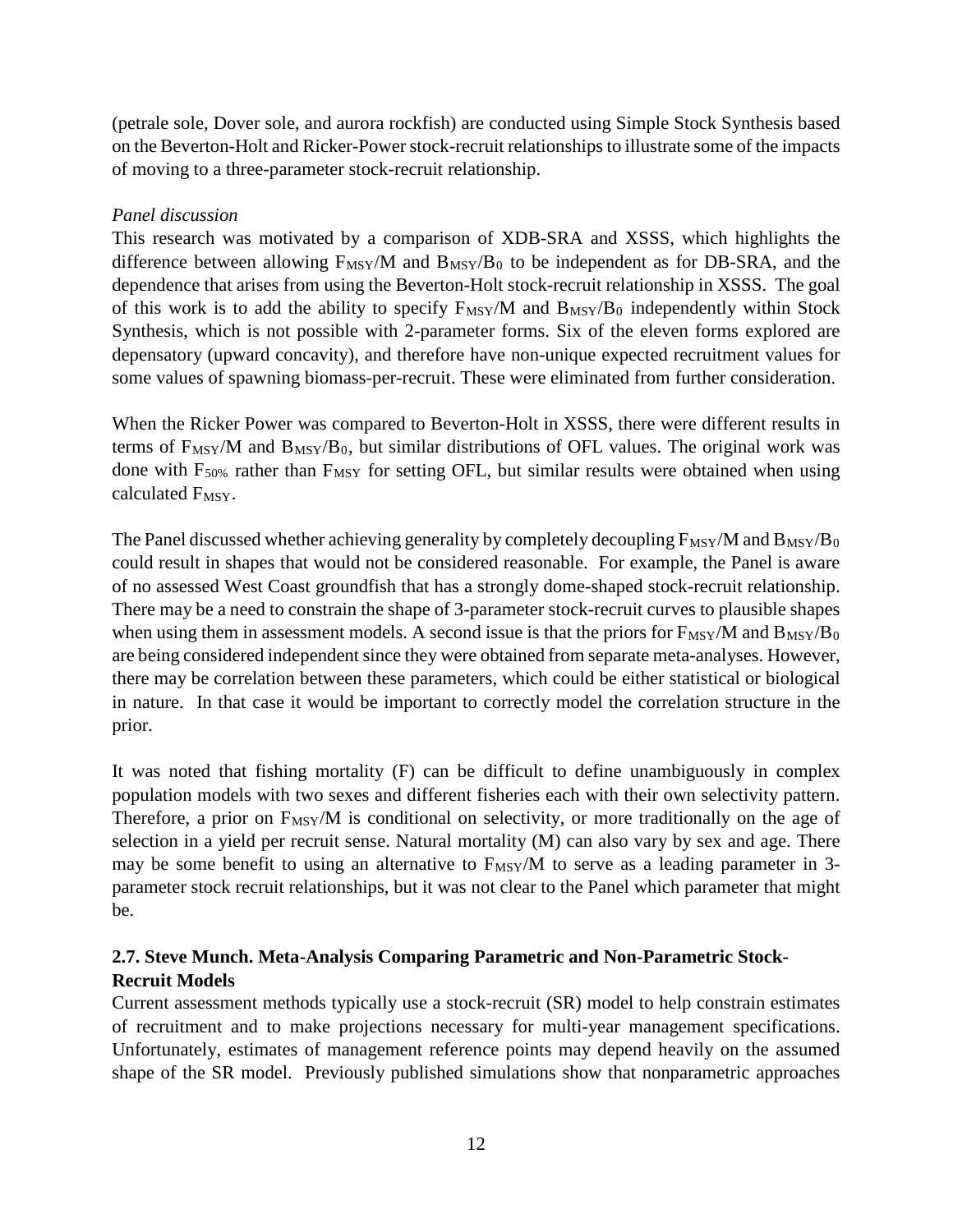(petrale sole, Dover sole, and aurora rockfish) are conducted using Simple Stock Synthesis based on the Beverton-Holt and Ricker-Power stock-recruit relationships to illustrate some of the impacts of moving to a three-parameter stock-recruit relationship.

*Panel discussion*

This research was motivated by a comparison of XDB-SRA and XSSS, which highlights the difference between allowing $F_{MSY}/M$ and $B_{MSY}/B_0$ to be independent as for DB-SRA, and the dependence that arises from using the Beverton-Holt stock-recruit relationship in XSSS. The goal of this work is to add the ability to specify $F_{MSY}/M$ and $B_{MSY}/B_0$ independently within Stock Synthesis, which is not possible with 2-parameter forms. Six of the eleven forms explored are depensatory (upward concavity), and therefore have non-unique expected recruitment values for some values of spawning biomass-per-recruit. These were eliminated from further consideration.

When the Ricker Power was compared to Beverton-Holt in XSSS, there were different results in terms of $F_{MSY}/M$ and $B_{MSY}/B_0$, but similar distributions of OFL values. The original work was done with $F_{50\%}$ rather than $F_{MSY}$ for setting OFL, but similar results were obtained when using calculated $F_{MSY}$.

The Panel discussed whether achieving generality by completely decoupling $F_{MSY}/M$ and $B_{MSY}/B_0$ could result in shapes that would not be considered reasonable. For example, the Panel is aware of no assessed West Coast groundfish that has a strongly dome-shaped stock-recruit relationship. There may be a need to constrain the shape of 3-parameter stock-recruit curves to plausible shapes when using them in assessment models. A second issue is that the priors for $F_{MSY}/M$ and $B_{MSY}/B_0$ are being considered independent since they were obtained from separate meta-analyses. However, there may be correlation between these parameters, which could be either statistical or biological in nature. In that case it would be important to correctly model the correlation structure in the prior.

It was noted that fishing mortality (F) can be difficult to define unambiguously in complex population models with two sexes and different fisheries each with their own selectivity pattern. Therefore, a prior on $F_{MSY}/M$ is conditional on selectivity, or more traditionally on the age of selection in a yield per recruit sense. Natural mortality (M) can also vary by sex and age. There may be some benefit to using an alternative to $F_{MSY}/M$ to serve as a leading parameter in 3-parameter stock recruit relationships, but it was not clear to the Panel which parameter that might be.

### 2.7. Steve Munch. Meta-Analysis Comparing Parametric and Non-Parametric Stock-Recruit Models

Current assessment methods typically use a stock-recruit (SR) model to help constrain estimates of recruitment and to make projections necessary for multi-year management specifications. Unfortunately, estimates of management reference points may depend heavily on the assumed shape of the SR model. Previously published simulations show that nonparametric approaches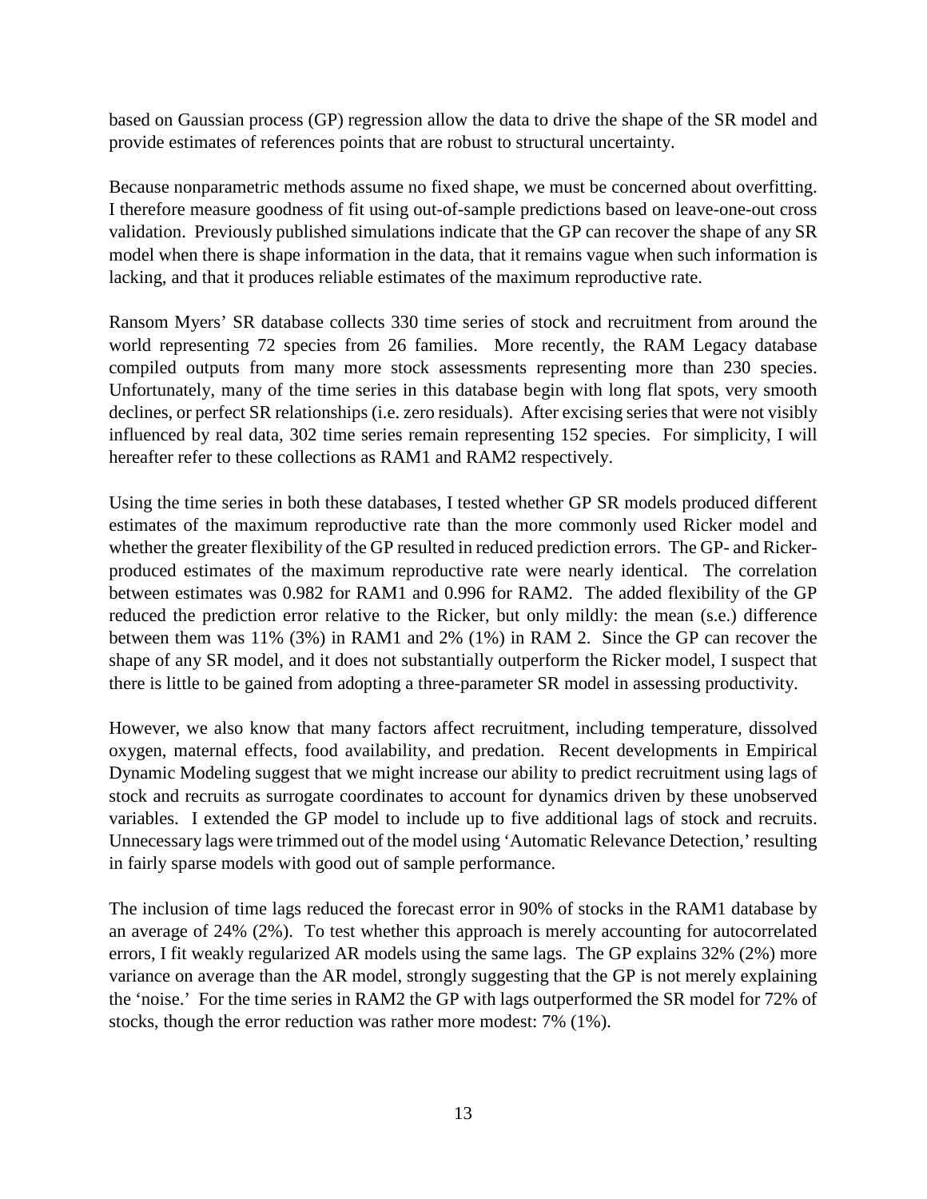based on Gaussian process (GP) regression allow the data to drive the shape of the SR model and provide estimates of references points that are robust to structural uncertainty.

Because nonparametric methods assume no fixed shape, we must be concerned about overfitting. I therefore measure goodness of fit using out-of-sample predictions based on leave-one-out cross validation. Previously published simulations indicate that the GP can recover the shape of any SR model when there is shape information in the data, that it remains vague when such information is lacking, and that it produces reliable estimates of the maximum reproductive rate.

Ransom Myers' SR database collects 330 time series of stock and recruitment from around the world representing 72 species from 26 families. More recently, the RAM Legacy database compiled outputs from many more stock assessments representing more than 230 species. Unfortunately, many of the time series in this database begin with long flat spots, very smooth declines, or perfect SR relationships (i.e. zero residuals). After excising series that were not visibly influenced by real data, 302 time series remain representing 152 species. For simplicity, I will hereafter refer to these collections as RAM1 and RAM2 respectively.

Using the time series in both these databases, I tested whether GP SR models produced different estimates of the maximum reproductive rate than the more commonly used Ricker model and whether the greater flexibility of the GP resulted in reduced prediction errors. The GP- and Ricker-produced estimates of the maximum reproductive rate were nearly identical. The correlation between estimates was 0.982 for RAM1 and 0.996 for RAM2. The added flexibility of the GP reduced the prediction error relative to the Ricker, but only mildly: the mean (s.e.) difference between them was 11% (3%) in RAM1 and 2% (1%) in RAM 2. Since the GP can recover the shape of any SR model, and it does not substantially outperform the Ricker model, I suspect that there is little to be gained from adopting a three-parameter SR model in assessing productivity.

However, we also know that many factors affect recruitment, including temperature, dissolved oxygen, maternal effects, food availability, and predation. Recent developments in Empirical Dynamic Modeling suggest that we might increase our ability to predict recruitment using lags of stock and recruits as surrogate coordinates to account for dynamics driven by these unobserved variables. I extended the GP model to include up to five additional lags of stock and recruits. Unnecessary lags were trimmed out of the model using 'Automatic Relevance Detection,' resulting in fairly sparse models with good out of sample performance.

The inclusion of time lags reduced the forecast error in 90% of stocks in the RAM1 database by an average of 24% (2%). To test whether this approach is merely accounting for autocorrelated errors, I fit weakly regularized AR models using the same lags. The GP explains 32% (2%) more variance on average than the AR model, strongly suggesting that the GP is not merely explaining the 'noise.' For the time series in RAM2 the GP with lags outperformed the SR model for 72% of stocks, though the error reduction was rather more modest: 7% (1%).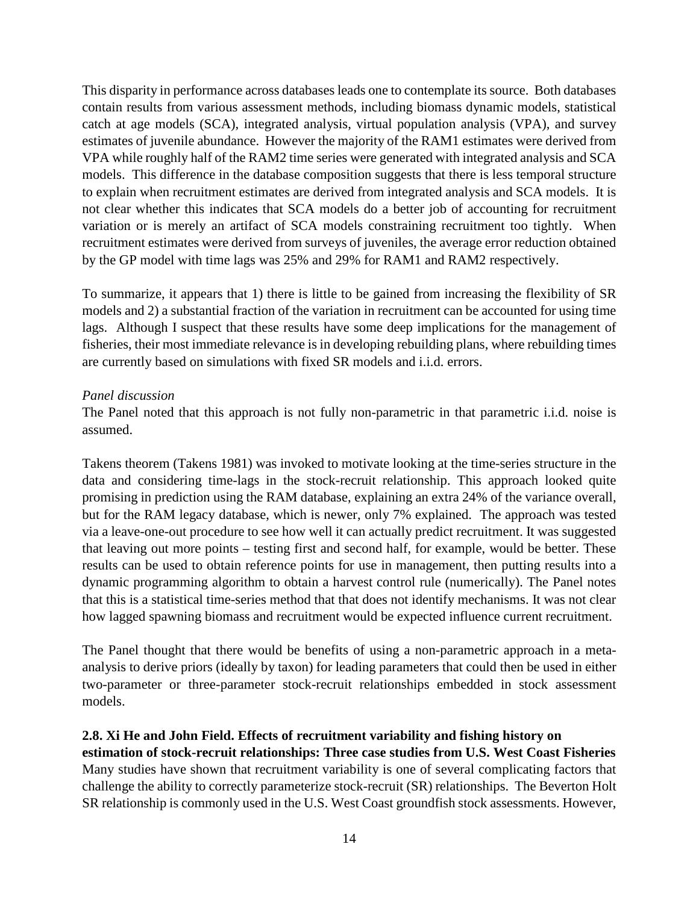This disparity in performance across databases leads one to contemplate its source. Both databases contain results from various assessment methods, including biomass dynamic models, statistical catch at age models (SCA), integrated analysis, virtual population analysis (VPA), and survey estimates of juvenile abundance. However the majority of the RAM1 estimates were derived from VPA while roughly half of the RAM2 time series were generated with integrated analysis and SCA models. This difference in the database composition suggests that there is less temporal structure to explain when recruitment estimates are derived from integrated analysis and SCA models. It is not clear whether this indicates that SCA models do a better job of accounting for recruitment variation or is merely an artifact of SCA models constraining recruitment too tightly. When recruitment estimates were derived from surveys of juveniles, the average error reduction obtained by the GP model with time lags was 25% and 29% for RAM1 and RAM2 respectively.

To summarize, it appears that 1) there is little to be gained from increasing the flexibility of SR models and 2) a substantial fraction of the variation in recruitment can be accounted for using time lags. Although I suspect that these results have some deep implications for the management of fisheries, their most immediate relevance is in developing rebuilding plans, where rebuilding times are currently based on simulations with fixed SR models and i.i.d. errors.

*Panel discussion*

The Panel noted that this approach is not fully non-parametric in that parametric i.i.d. noise is assumed.

Takens theorem (Takens 1981) was invoked to motivate looking at the time-series structure in the data and considering time-lags in the stock-recruit relationship. This approach looked quite promising in prediction using the RAM database, explaining an extra 24% of the variance overall, but for the RAM legacy database, which is newer, only 7% explained. The approach was tested via a leave-one-out procedure to see how well it can actually predict recruitment. It was suggested that leaving out more points – testing first and second half, for example, would be better. These results can be used to obtain reference points for use in management, then putting results into a dynamic programming algorithm to obtain a harvest control rule (numerically). The Panel notes that this is a statistical time-series method that that does not identify mechanisms. It was not clear how lagged spawning biomass and recruitment would be expected influence current recruitment.

The Panel thought that there would be benefits of using a non-parametric approach in a meta-analysis to derive priors (ideally by taxon) for leading parameters that could then be used in either two-parameter or three-parameter stock-recruit relationships embedded in stock assessment models.

**2.8. Xi He and John Field. Effects of recruitment variability and fishing history on estimation of stock-recruit relationships: Three case studies from U.S. West Coast Fisheries**

Many studies have shown that recruitment variability is one of several complicating factors that challenge the ability to correctly parameterize stock-recruit (SR) relationships. The Beverton Holt SR relationship is commonly used in the U.S. West Coast groundfish stock assessments. However,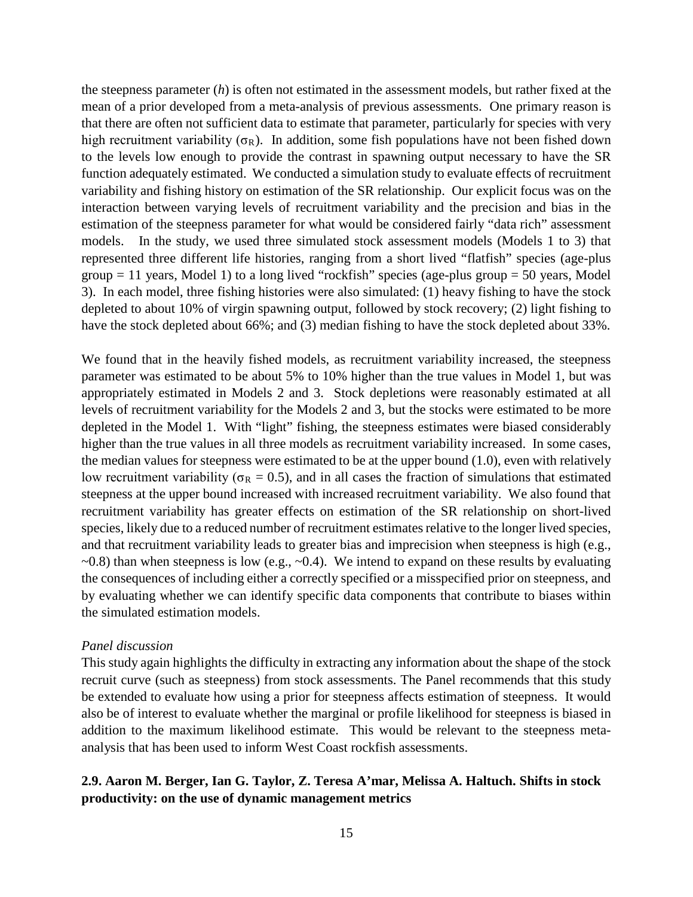the steepness parameter (*h*) is often not estimated in the assessment models, but rather fixed at the mean of a prior developed from a meta-analysis of previous assessments. One primary reason is that there are often not sufficient data to estimate that parameter, particularly for species with very high recruitment variability ($\sigma_R$). In addition, some fish populations have not been fished down to the levels low enough to provide the contrast in spawning output necessary to have the SR function adequately estimated. We conducted a simulation study to evaluate effects of recruitment variability and fishing history on estimation of the SR relationship. Our explicit focus was on the interaction between varying levels of recruitment variability and the precision and bias in the estimation of the steepness parameter for what would be considered fairly "data rich" assessment models. In the study, we used three simulated stock assessment models (Models 1 to 3) that represented three different life histories, ranging from a short lived "flatfish" species (age-plus group = 11 years, Model 1) to a long lived "rockfish" species (age-plus group = 50 years, Model 3). In each model, three fishing histories were also simulated: (1) heavy fishing to have the stock depleted to about 10% of virgin spawning output, followed by stock recovery; (2) light fishing to have the stock depleted about 66%; and (3) median fishing to have the stock depleted about 33%.

We found that in the heavily fished models, as recruitment variability increased, the steepness parameter was estimated to be about 5% to 10% higher than the true values in Model 1, but was appropriately estimated in Models 2 and 3. Stock depletions were reasonably estimated at all levels of recruitment variability for the Models 2 and 3, but the stocks were estimated to be more depleted in the Model 1. With "light" fishing, the steepness estimates were biased considerably higher than the true values in all three models as recruitment variability increased. In some cases, the median values for steepness were estimated to be at the upper bound (1.0), even with relatively low recruitment variability ($\sigma_R = 0.5$), and in all cases the fraction of simulations that estimated steepness at the upper bound increased with increased recruitment variability. We also found that recruitment variability has greater effects on estimation of the SR relationship on short-lived species, likely due to a reduced number of recruitment estimates relative to the longer lived species, and that recruitment variability leads to greater bias and imprecision when steepness is high (e.g., ~0.8) than when steepness is low (e.g., ~0.4). We intend to expand on these results by evaluating the consequences of including either a correctly specified or a misspecified prior on steepness, and by evaluating whether we can identify specific data components that contribute to biases within the simulated estimation models.

*Panel discussion*

This study again highlights the difficulty in extracting any information about the shape of the stock recruit curve (such as steepness) from stock assessments. The Panel recommends that this study be extended to evaluate how using a prior for steepness affects estimation of steepness. It would also be of interest to evaluate whether the marginal or profile likelihood for steepness is biased in addition to the maximum likelihood estimate. This would be relevant to the steepness meta-analysis that has been used to inform West Coast rockfish assessments.

### 2.9. Aaron M. Berger, Ian G. Taylor, Z. Teresa A'mar, Melissa A. Haltuch. Shifts in stock productivity: on the use of dynamic management metrics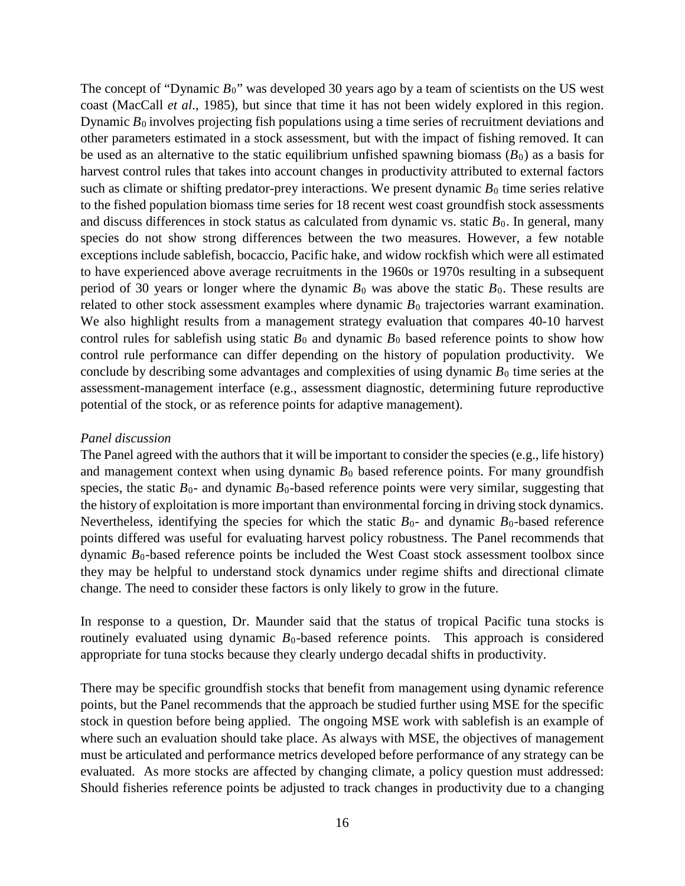The concept of "Dynamic $B_0$" was developed 30 years ago by a team of scientists on the US west coast (MacCall *et al*., 1985), but since that time it has not been widely explored in this region. Dynamic $B_0$ involves projecting fish populations using a time series of recruitment deviations and other parameters estimated in a stock assessment, but with the impact of fishing removed. It can be used as an alternative to the static equilibrium unfished spawning biomass ($B_0$) as a basis for harvest control rules that takes into account changes in productivity attributed to external factors such as climate or shifting predator-prey interactions. We present dynamic $B_0$ time series relative to the fished population biomass time series for 18 recent west coast groundfish stock assessments and discuss differences in stock status as calculated from dynamic vs. static $B_0$. In general, many species do not show strong differences between the two measures. However, a few notable exceptions include sablefish, bocaccio, Pacific hake, and widow rockfish which were all estimated to have experienced above average recruitments in the 1960s or 1970s resulting in a subsequent period of 30 years or longer where the dynamic $B_0$ was above the static $B_0$. These results are related to other stock assessment examples where dynamic $B_0$ trajectories warrant examination. We also highlight results from a management strategy evaluation that compares 40-10 harvest control rules for sablefish using static $B_0$ and dynamic $B_0$ based reference points to show how control rule performance can differ depending on the history of population productivity. We conclude by describing some advantages and complexities of using dynamic $B_0$ time series at the assessment-management interface (e.g., assessment diagnostic, determining future reproductive potential of the stock, or as reference points for adaptive management).

*Panel discussion*

The Panel agreed with the authors that it will be important to consider the species (e.g., life history) and management context when using dynamic $B_0$ based reference points. For many groundfish species, the static $B_0$- and dynamic $B_0$-based reference points were very similar, suggesting that the history of exploitation is more important than environmental forcing in driving stock dynamics. Nevertheless, identifying the species for which the static $B_0$- and dynamic $B_0$-based reference points differed was useful for evaluating harvest policy robustness. The Panel recommends that dynamic $B_0$-based reference points be included the West Coast stock assessment toolbox since they may be helpful to understand stock dynamics under regime shifts and directional climate change. The need to consider these factors is only likely to grow in the future.

In response to a question, Dr. Maunder said that the status of tropical Pacific tuna stocks is routinely evaluated using dynamic $B_0$-based reference points. This approach is considered appropriate for tuna stocks because they clearly undergo decadal shifts in productivity.

There may be specific groundfish stocks that benefit from management using dynamic reference points, but the Panel recommends that the approach be studied further using MSE for the specific stock in question before being applied. The ongoing MSE work with sablefish is an example of where such an evaluation should take place. As always with MSE, the objectives of management must be articulated and performance metrics developed before performance of any strategy can be evaluated. As more stocks are affected by changing climate, a policy question must addressed: Should fisheries reference points be adjusted to track changes in productivity due to a changing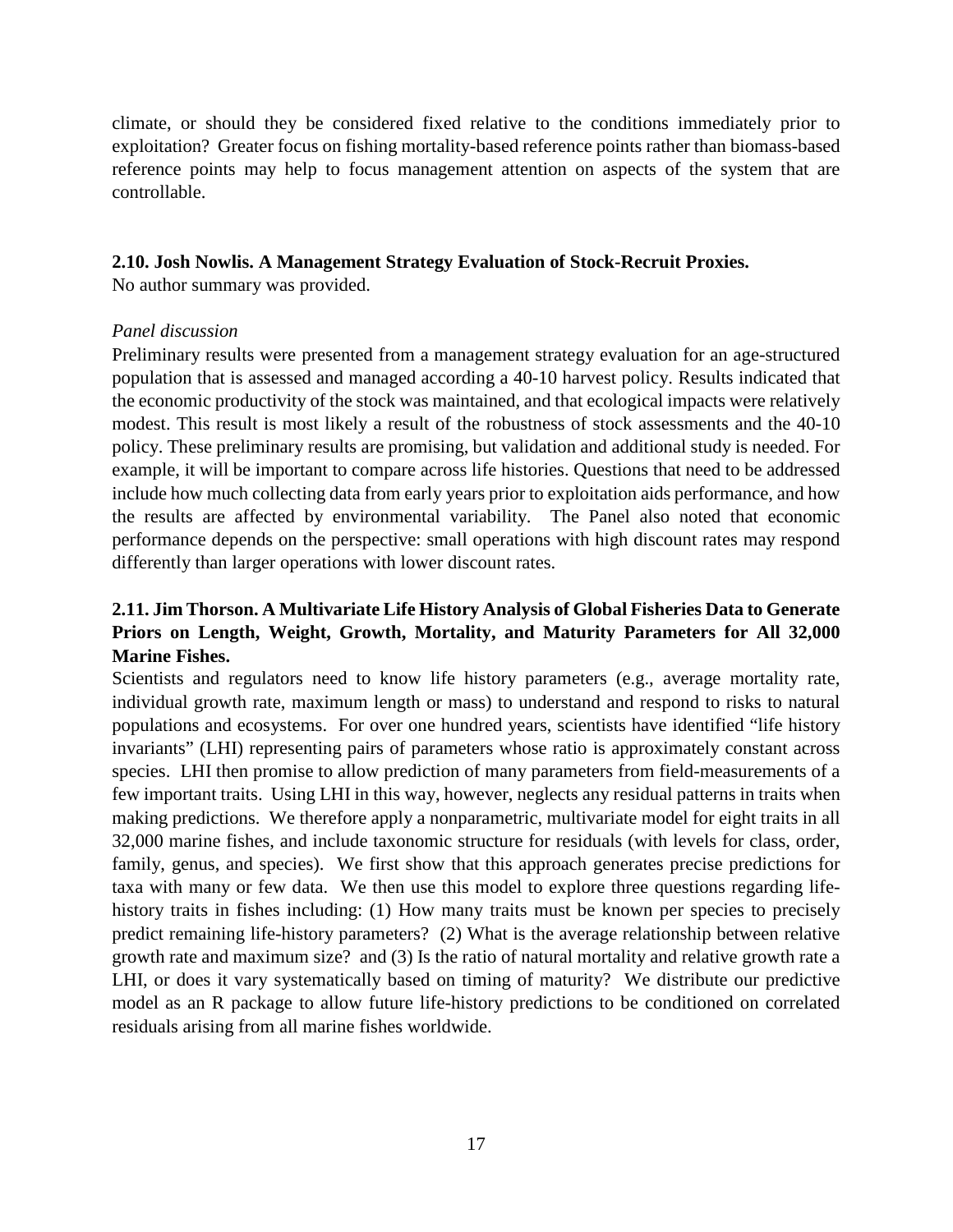climate, or should they be considered fixed relative to the conditions immediately prior to exploitation? Greater focus on fishing mortality-based reference points rather than biomass-based reference points may help to focus management attention on aspects of the system that are controllable.

### 2.10. Josh Nowlis. A Management Strategy Evaluation of Stock-Recruit Proxies.

No author summary was provided.

*Panel discussion*

Preliminary results were presented from a management strategy evaluation for an age-structured population that is assessed and managed according a 40-10 harvest policy. Results indicated that the economic productivity of the stock was maintained, and that ecological impacts were relatively modest. This result is most likely a result of the robustness of stock assessments and the 40-10 policy. These preliminary results are promising, but validation and additional study is needed. For example, it will be important to compare across life histories. Questions that need to be addressed include how much collecting data from early years prior to exploitation aids performance, and how the results are affected by environmental variability. The Panel also noted that economic performance depends on the perspective: small operations with high discount rates may respond differently than larger operations with lower discount rates.

### 2.11. Jim Thorson. A Multivariate Life History Analysis of Global Fisheries Data to Generate Priors on Length, Weight, Growth, Mortality, and Maturity Parameters for All 32,000 Marine Fishes.

Scientists and regulators need to know life history parameters (e.g., average mortality rate, individual growth rate, maximum length or mass) to understand and respond to risks to natural populations and ecosystems. For over one hundred years, scientists have identified "life history invariants" (LHI) representing pairs of parameters whose ratio is approximately constant across species. LHI then promise to allow prediction of many parameters from field-measurements of a few important traits. Using LHI in this way, however, neglects any residual patterns in traits when making predictions. We therefore apply a nonparametric, multivariate model for eight traits in all 32,000 marine fishes, and include taxonomic structure for residuals (with levels for class, order, family, genus, and species). We first show that this approach generates precise predictions for taxa with many or few data. We then use this model to explore three questions regarding life-history traits in fishes including: (1) How many traits must be known per species to precisely predict remaining life-history parameters? (2) What is the average relationship between relative growth rate and maximum size? and (3) Is the ratio of natural mortality and relative growth rate a LHI, or does it vary systematically based on timing of maturity? We distribute our predictive model as an R package to allow future life-history predictions to be conditioned on correlated residuals arising from all marine fishes worldwide.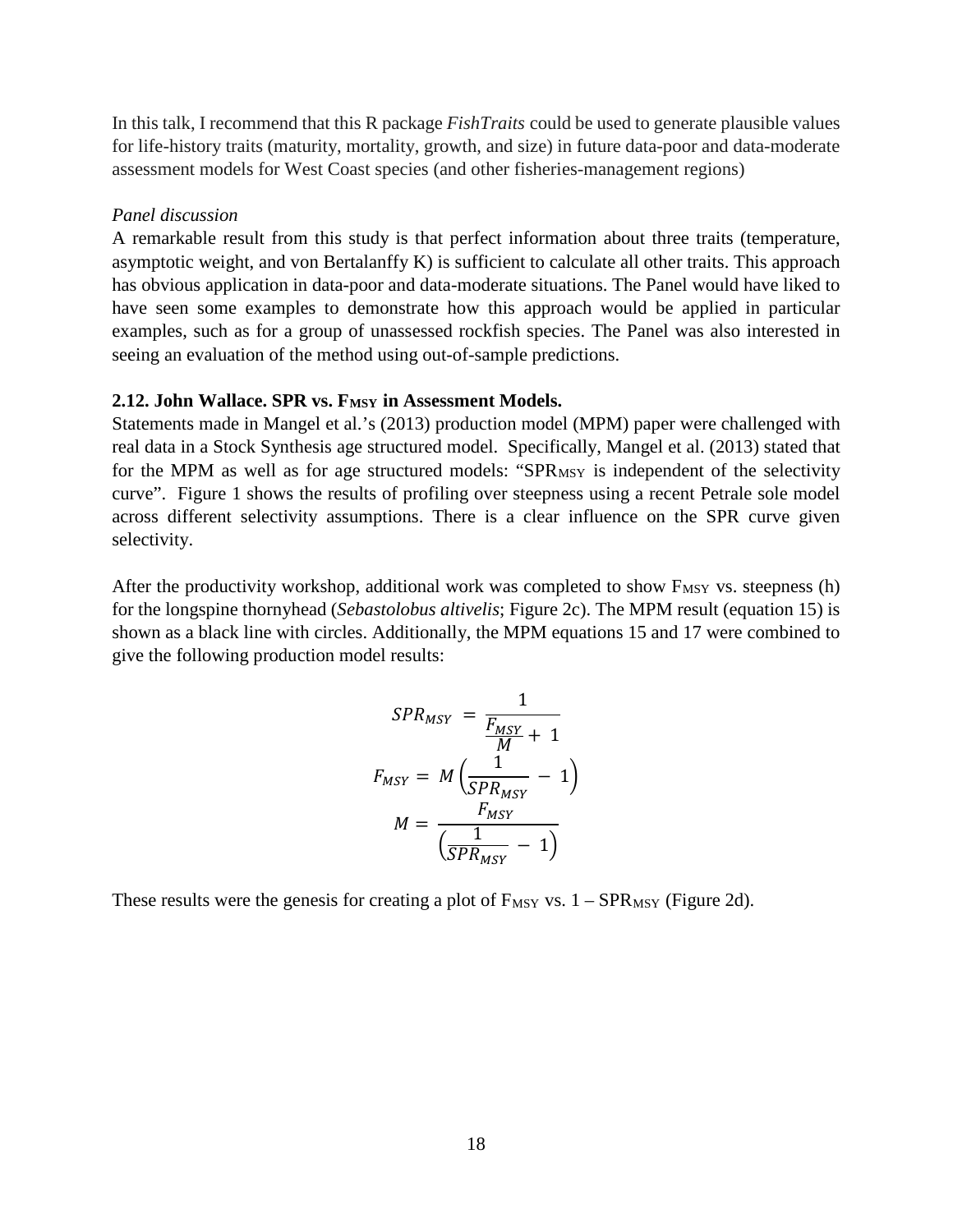In this talk, I recommend that this R package *FishTraits* could be used to generate plausible values for life-history traits (maturity, mortality, growth, and size) in future data-poor and data-moderate assessment models for West Coast species (and other fisheries-management regions)

*Panel discussion*

A remarkable result from this study is that perfect information about three traits (temperature, asymptotic weight, and von Bertalanffy K) is sufficient to calculate all other traits. This approach has obvious application in data-poor and data-moderate situations. The Panel would have liked to have seen some examples to demonstrate how this approach would be applied in particular examples, such as for a group of unassessed rockfish species. The Panel was also interested in seeing an evaluation of the method using out-of-sample predictions.

### 2.12. John Wallace. SPR vs. $F_{MSY}$ in Assessment Models.

Statements made in Mangel et al.'s (2013) production model (MPM) paper were challenged with real data in a Stock Synthesis age structured model. Specifically, Mangel et al. (2013) stated that for the MPM as well as for age structured models: "$SPR_{MSY}$ is independent of the selectivity curve". Figure 1 shows the results of profiling over steepness using a recent Petrale sole model across different selectivity assumptions. There is a clear influence on the SPR curve given selectivity.

After the productivity workshop, additional work was completed to show $F_{MSY}$ vs. steepness (h) for the longspine thornyhead (*Sebastolobus altivelis*; Figure 2c). The MPM result (equation 15) is shown as a black line with circles. Additionally, the MPM equations 15 and 17 were combined to give the following production model results:

$$SPR_{MSY} = \frac{1}{\frac{F_{MSY}}{M} + 1}$$

$$F_{MSY} = M\left(\frac{1}{SPR_{MSY}} - 1\right)$$

$$M = \frac{F_{MSY}}{\left(\frac{1}{SPR_{MSY}} - 1\right)}$$

These results were the genesis for creating a plot of $F_{MSY}$ vs. $1 - SPR_{MSY}$ (Figure 2d).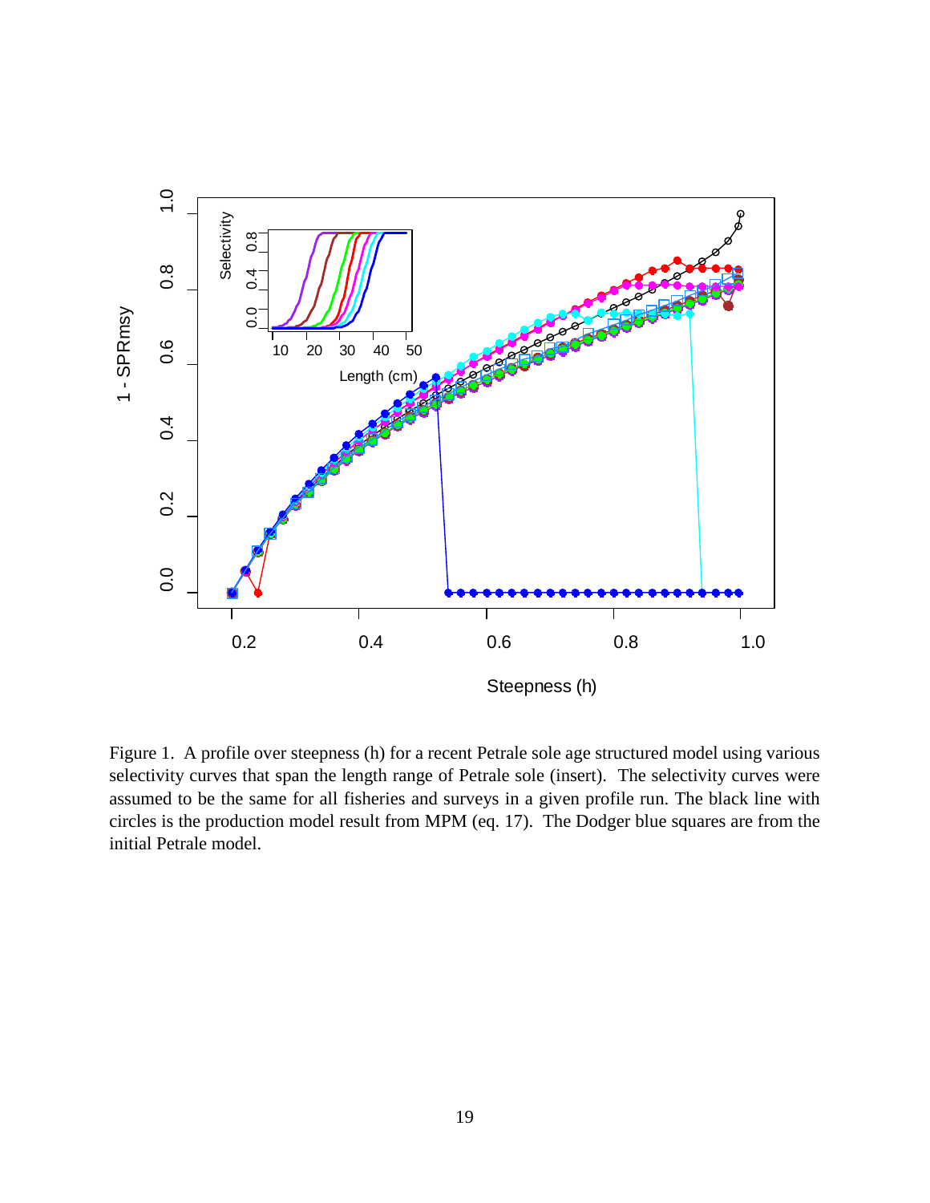Figure 1. A profile over steepness (h) for a recent Petrale sole age structured model using various selectivity curves that span the length range of Petrale sole (insert). The selectivity curves were assumed to be the same for all fisheries and surveys in a given profile run. The black line with circles is the production model result from MPM (eq. 17). The Dodger blue squares are from the initial Petrale model.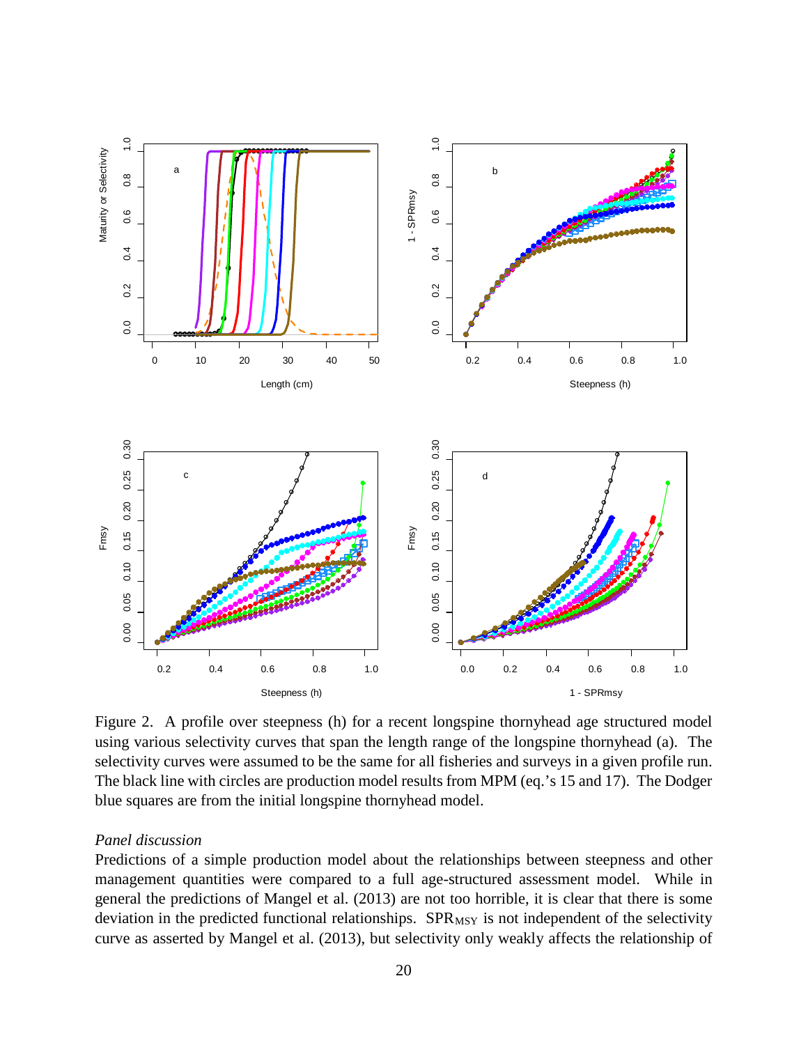Figure 2. A profile over steepness (h) for a recent longspine thornyhead age structured model using various selectivity curves that span the length range of the longspine thornyhead (a). The selectivity curves were assumed to be the same for all fisheries and surveys in a given profile run. The black line with circles are production model results from MPM (eq.'s 15 and 17). The Dodger blue squares are from the initial longspine thornyhead model.

*Panel discussion*

Predictions of a simple production model about the relationships between steepness and other management quantities were compared to a full age-structured assessment model. While in general the predictions of Mangel et al. (2013) are not too horrible, it is clear that there is some deviation in the predicted functional relationships. $SPR_{MSY}$ is not independent of the selectivity curve as asserted by Mangel et al. (2013), but selectivity only weakly affects the relationship of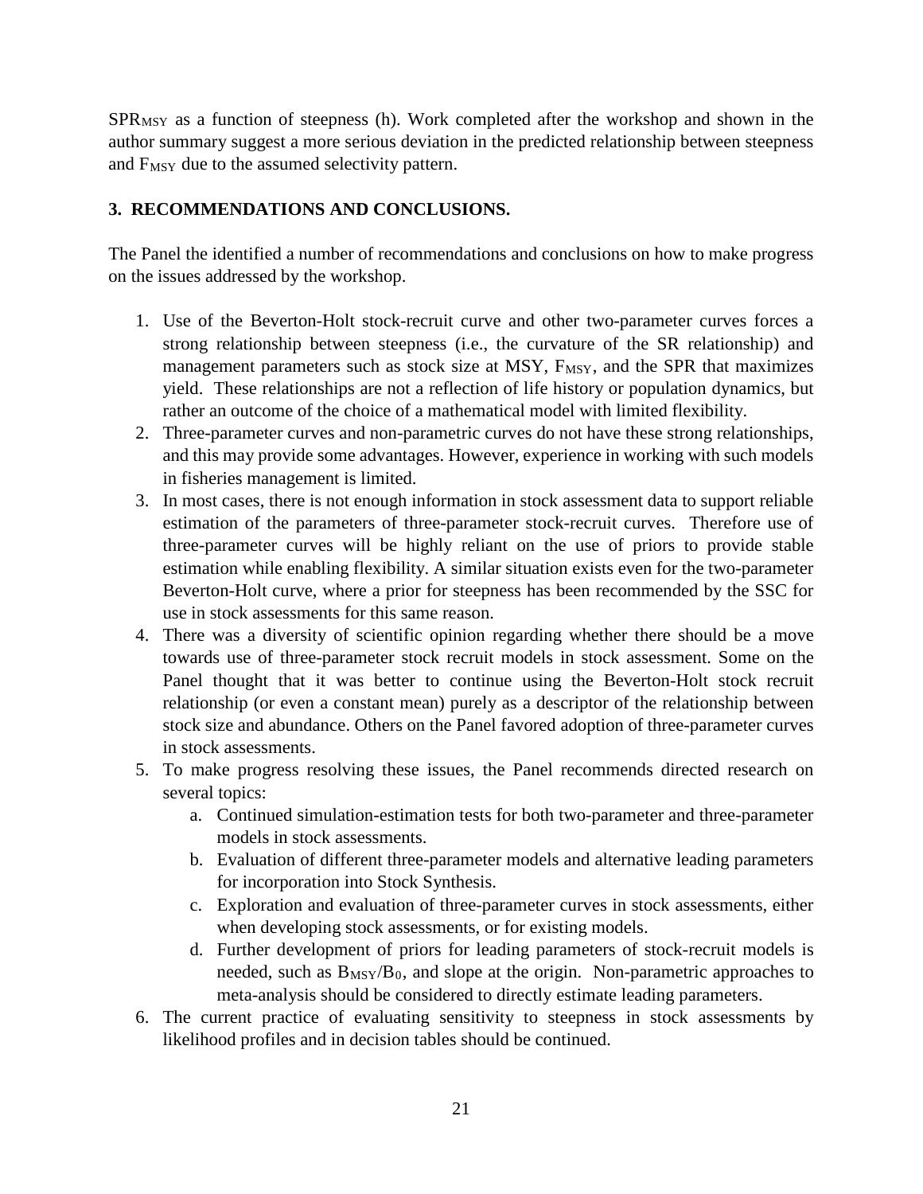$SPR_{MSY}$ as a function of steepness (h). Work completed after the workshop and shown in the author summary suggest a more serious deviation in the predicted relationship between steepness and $F_{MSY}$ due to the assumed selectivity pattern.

## 3. RECOMMENDATIONS AND CONCLUSIONS.

The Panel the identified a number of recommendations and conclusions on how to make progress on the issues addressed by the workshop.

1. Use of the Beverton-Holt stock-recruit curve and other two-parameter curves forces a strong relationship between steepness (i.e., the curvature of the SR relationship) and management parameters such as stock size at MSY, $F_{MSY}$, and the SPR that maximizes yield. These relationships are not a reflection of life history or population dynamics, but rather an outcome of the choice of a mathematical model with limited flexibility.
2. Three-parameter curves and non-parametric curves do not have these strong relationships, and this may provide some advantages. However, experience in working with such models in fisheries management is limited.
3. In most cases, there is not enough information in stock assessment data to support reliable estimation of the parameters of three-parameter stock-recruit curves. Therefore use of three-parameter curves will be highly reliant on the use of priors to provide stable estimation while enabling flexibility. A similar situation exists even for the two-parameter Beverton-Holt curve, where a prior for steepness has been recommended by the SSC for use in stock assessments for this same reason.
4. There was a diversity of scientific opinion regarding whether there should be a move towards use of three-parameter stock recruit models in stock assessment. Some on the Panel thought that it was better to continue using the Beverton-Holt stock recruit relationship (or even a constant mean) purely as a descriptor of the relationship between stock size and abundance. Others on the Panel favored adoption of three-parameter curves in stock assessments.
5. To make progress resolving these issues, the Panel recommends directed research on several topics:
    a. Continued simulation-estimation tests for both two-parameter and three-parameter models in stock assessments.
    b. Evaluation of different three-parameter models and alternative leading parameters for incorporation into Stock Synthesis.
    c. Exploration and evaluation of three-parameter curves in stock assessments, either when developing stock assessments, or for existing models.
    d. Further development of priors for leading parameters of stock-recruit models is needed, such as $B_{MSY}/B_0$, and slope at the origin. Non-parametric approaches to meta-analysis should be considered to directly estimate leading parameters.
6. The current practice of evaluating sensitivity to steepness in stock assessments by likelihood profiles and in decision tables should be continued.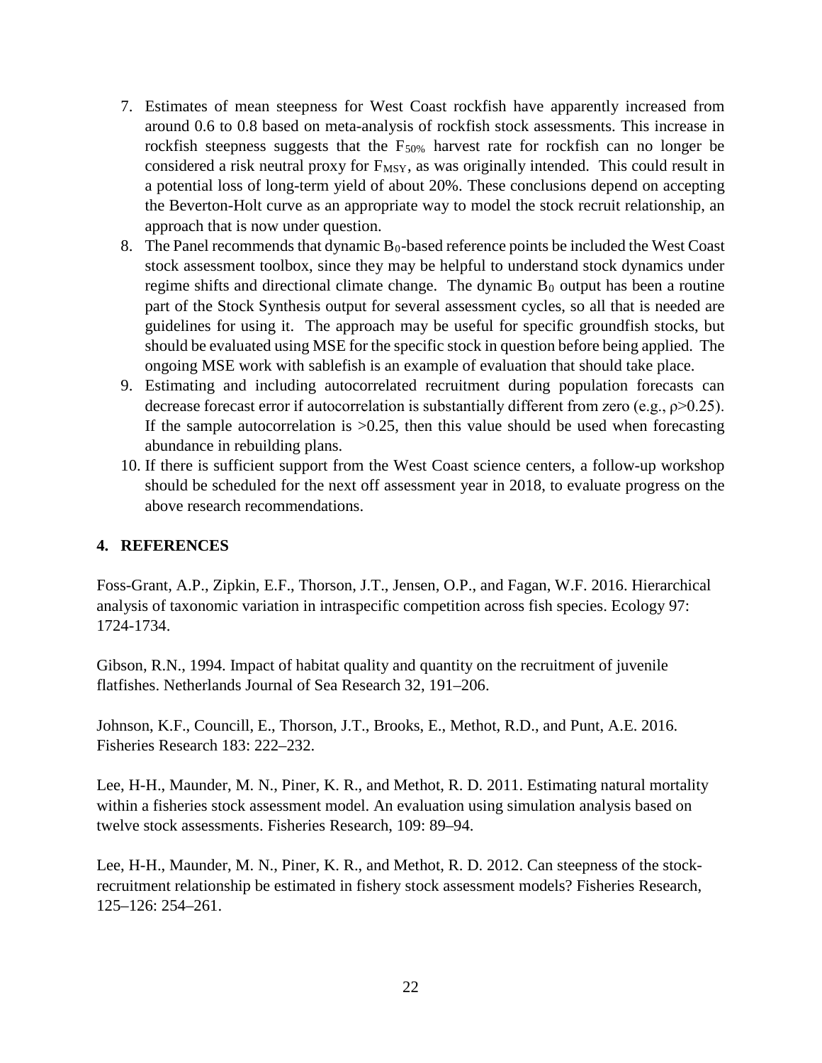7. Estimates of mean steepness for West Coast rockfish have apparently increased from around 0.6 to 0.8 based on meta-analysis of rockfish stock assessments. This increase in rockfish steepness suggests that the $F_{50\%}$ harvest rate for rockfish can no longer be considered a risk neutral proxy for $F_{MSY}$, as was originally intended. This could result in a potential loss of long-term yield of about 20%. These conclusions depend on accepting the Beverton-Holt curve as an appropriate way to model the stock recruit relationship, an approach that is now under question.
8. The Panel recommends that dynamic $B_0$-based reference points be included the West Coast stock assessment toolbox, since they may be helpful to understand stock dynamics under regime shifts and directional climate change. The dynamic $B_0$ output has been a routine part of the Stock Synthesis output for several assessment cycles, so all that is needed are guidelines for using it. The approach may be useful for specific groundfish stocks, but should be evaluated using MSE for the specific stock in question before being applied. The ongoing MSE work with sablefish is an example of evaluation that should take place.
9. Estimating and including autocorrelated recruitment during population forecasts can decrease forecast error if autocorrelation is substantially different from zero (e.g., $\rho>0.25$). If the sample autocorrelation is $>0.25$, then this value should be used when forecasting abundance in rebuilding plans.
10. If there is sufficient support from the West Coast science centers, a follow-up workshop should be scheduled for the next off assessment year in 2018, to evaluate progress on the above research recommendations.

## 4. REFERENCES

Foss-Grant, A.P., Zipkin, E.F., Thorson, J.T., Jensen, O.P., and Fagan, W.F. 2016. Hierarchical analysis of taxonomic variation in intraspecific competition across fish species. Ecology 97: 1724-1734.

Gibson, R.N., 1994. Impact of habitat quality and quantity on the recruitment of juvenile flatfishes. Netherlands Journal of Sea Research 32, 191–206.

Johnson, K.F., Councill, E., Thorson, J.T., Brooks, E., Methot, R.D., and Punt, A.E. 2016. Fisheries Research 183: 222–232.

Lee, H-H., Maunder, M. N., Piner, K. R., and Methot, R. D. 2011. Estimating natural mortality within a fisheries stock assessment model. An evaluation using simulation analysis based on twelve stock assessments. Fisheries Research, 109: 89–94.

Lee, H-H., Maunder, M. N., Piner, K. R., and Methot, R. D. 2012. Can steepness of the stock-recruitment relationship be estimated in fishery stock assessment models? Fisheries Research, 125–126: 254–261.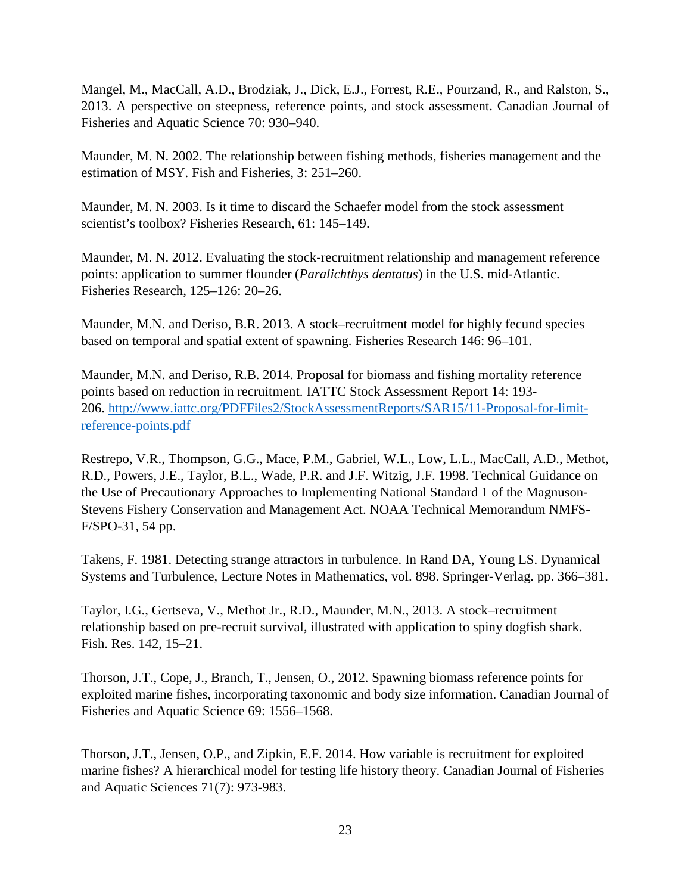Mangel, M., MacCall, A.D., Brodziak, J., Dick, E.J., Forrest, R.E., Pourzand, R., and Ralston, S., 2013. A perspective on steepness, reference points, and stock assessment. Canadian Journal of Fisheries and Aquatic Science 70: 930–940.

Maunder, M. N. 2002. The relationship between fishing methods, fisheries management and the estimation of MSY. Fish and Fisheries, 3: 251–260.

Maunder, M. N. 2003. Is it time to discard the Schaefer model from the stock assessment scientist's toolbox? Fisheries Research, 61: 145–149.

Maunder, M. N. 2012. Evaluating the stock-recruitment relationship and management reference points: application to summer flounder (*Paralichthys dentatus*) in the U.S. mid-Atlantic. Fisheries Research, 125–126: 20–26.

Maunder, M.N. and Deriso, B.R. 2013. A stock–recruitment model for highly fecund species based on temporal and spatial extent of spawning. Fisheries Research 146: 96–101.

Maunder, M.N. and Deriso, R.B. 2014. Proposal for biomass and fishing mortality reference points based on reduction in recruitment. IATTC Stock Assessment Report 14: 193-206. [http://www.iattc.org/PDFFiles2/StockAssessmentReports/SAR15/11-Proposal-for-limit-reference-points.pdf](http://www.iattc.org/PDFFiles2/StockAssessmentReports/SAR15/11-Proposal-for-limit-reference-points.pdf)

Restrepo, V.R., Thompson, G.G., Mace, P.M., Gabriel, W.L., Low, L.L., MacCall, A.D., Methot, R.D., Powers, J.E., Taylor, B.L., Wade, P.R. and J.F. Witzig, J.F. 1998. Technical Guidance on the Use of Precautionary Approaches to Implementing National Standard 1 of the Magnuson-Stevens Fishery Conservation and Management Act. NOAA Technical Memorandum NMFS-F/SPO-31, 54 pp.

Takens, F. 1981. Detecting strange attractors in turbulence. In Rand DA, Young LS. Dynamical Systems and Turbulence, Lecture Notes in Mathematics, vol. 898. Springer-Verlag. pp. 366–381.

Taylor, I.G., Gertseva, V., Methot Jr., R.D., Maunder, M.N., 2013. A stock–recruitment relationship based on pre-recruit survival, illustrated with application to spiny dogfish shark. Fish. Res. 142, 15–21.

Thorson, J.T., Cope, J., Branch, T., Jensen, O., 2012. Spawning biomass reference points for exploited marine fishes, incorporating taxonomic and body size information. Canadian Journal of Fisheries and Aquatic Science 69: 1556–1568.

Thorson, J.T., Jensen, O.P., and Zipkin, E.F. 2014. How variable is recruitment for exploited marine fishes? A hierarchical model for testing life history theory. Canadian Journal of Fisheries and Aquatic Sciences 71(7): 973-983.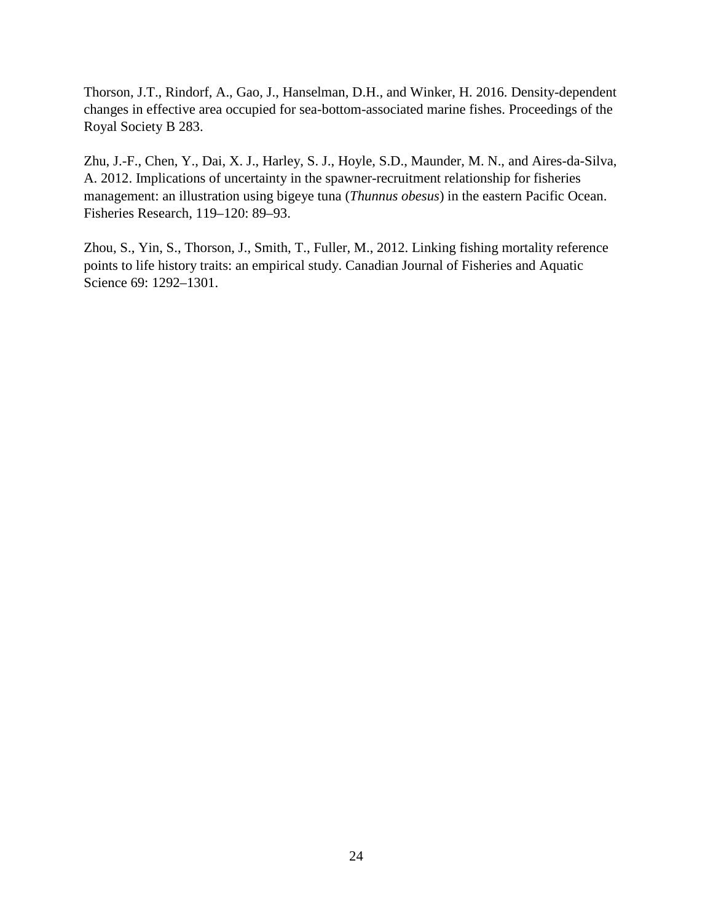Thorson, J.T., Rindorf, A., Gao, J., Hanselman, D.H., and Winker, H. 2016. Density-dependent changes in effective area occupied for sea-bottom-associated marine fishes. Proceedings of the Royal Society B 283.

Zhu, J.-F., Chen, Y., Dai, X. J., Harley, S. J., Hoyle, S.D., Maunder, M. N., and Aires-da-Silva, A. 2012. Implications of uncertainty in the spawner-recruitment relationship for fisheries management: an illustration using bigeye tuna (*Thunnus obesus*) in the eastern Pacific Ocean. Fisheries Research, 119–120: 89–93.

Zhou, S., Yin, S., Thorson, J., Smith, T., Fuller, M., 2012. Linking fishing mortality reference points to life history traits: an empirical study. Canadian Journal of Fisheries and Aquatic Science 69: 1292–1301.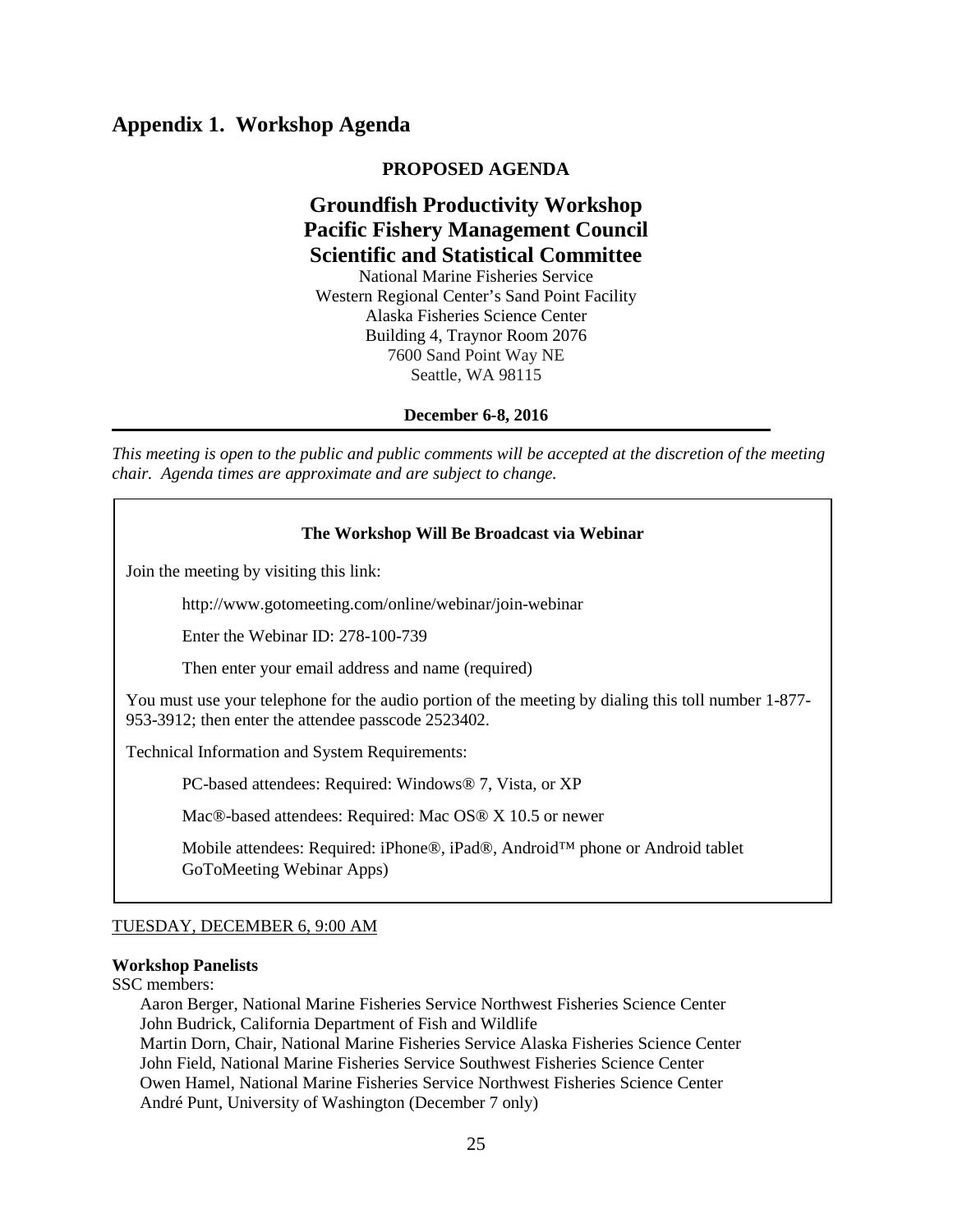## Appendix 1. Workshop Agenda

**PROPOSED AGENDA**

### Groundfish Productivity Workshop
### Pacific Fishery Management Council
### Scientific and Statistical Committee

National Marine Fisheries Service
Western Regional Center's Sand Point Facility
Alaska Fisheries Science Center
Building 4, Traynor Room 2076
7600 Sand Point Way NE
Seattle, WA 98115

**December 6-8, 2016**

---

*This meeting is open to the public and public comments will be accepted at the discretion of the meeting chair. Agenda times are approximate and are subject to change.*

**The Workshop Will Be Broadcast via Webinar**

Join the meeting by visiting this link:

http://www.gotomeeting.com/online/webinar/join-webinar

Enter the Webinar ID: 278-100-739

Then enter your email address and name (required)

You must use your telephone for the audio portion of the meeting by dialing this toll number 1-877-953-3912; then enter the attendee passcode 2523402.

Technical Information and System Requirements:

PC-based attendees: Required: Windows® 7, Vista, or XP

Mac®-based attendees: Required: Mac OS® X 10.5 or newer

Mobile attendees: Required: iPhone®, iPad®, Android™ phone or Android tablet GoToMeeting Webinar Apps)

TUESDAY, DECEMBER 6, 9:00 AM

**Workshop Panelists**

SSC members:

Aaron Berger, National Marine Fisheries Service Northwest Fisheries Science Center
John Budrick, California Department of Fish and Wildlife
Martin Dorn, Chair, National Marine Fisheries Service Alaska Fisheries Science Center
John Field, National Marine Fisheries Service Southwest Fisheries Science Center
Owen Hamel, National Marine Fisheries Service Northwest Fisheries Science Center
André Punt, University of Washington (December 7 only)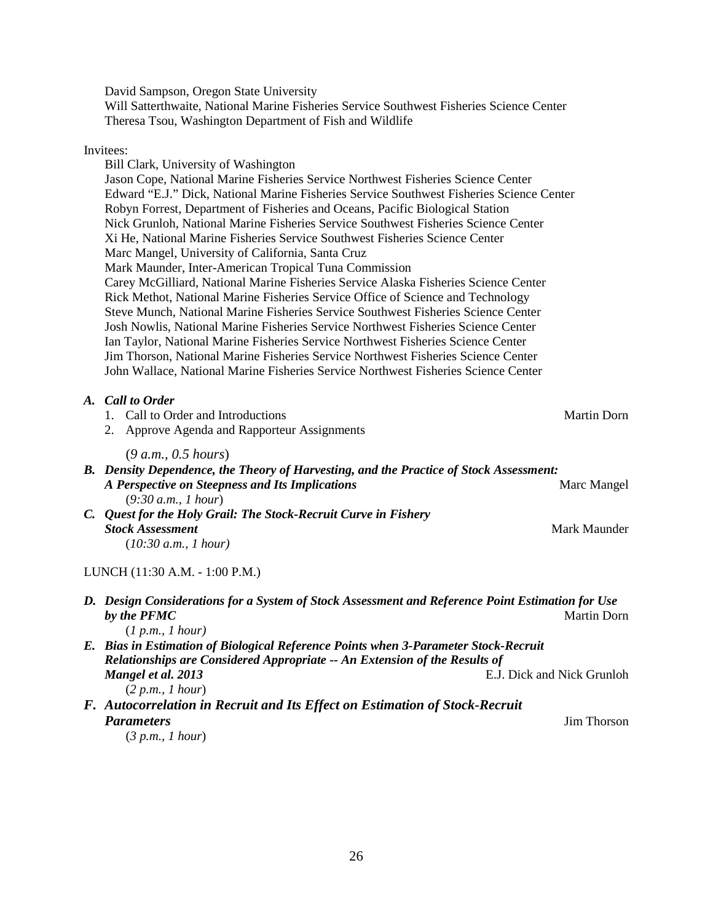David Sampson, Oregon State University
Will Satterthwaite, National Marine Fisheries Service Southwest Fisheries Science Center
Theresa Tsou, Washington Department of Fish and Wildlife

Invitees:

Bill Clark, University of Washington
Jason Cope, National Marine Fisheries Service Northwest Fisheries Science Center
Edward "E.J." Dick, National Marine Fisheries Service Southwest Fisheries Science Center
Robyn Forrest, Department of Fisheries and Oceans, Pacific Biological Station
Nick Grunloh, National Marine Fisheries Service Southwest Fisheries Science Center
Xi He, National Marine Fisheries Service Southwest Fisheries Science Center
Marc Mangel, University of California, Santa Cruz
Mark Maunder, Inter-American Tropical Tuna Commission
Carey McGilliard, National Marine Fisheries Service Alaska Fisheries Science Center
Rick Methot, National Marine Fisheries Service Office of Science and Technology
Steve Munch, National Marine Fisheries Service Southwest Fisheries Science Center
Josh Nowlis, National Marine Fisheries Service Northwest Fisheries Science Center
Ian Taylor, National Marine Fisheries Service Northwest Fisheries Science Center
Jim Thorson, National Marine Fisheries Service Northwest Fisheries Science Center
John Wallace, National Marine Fisheries Service Northwest Fisheries Science Center

***A. Call to Order***

1. Call to Order and Introductions — Martin Dorn
2. Approve Agenda and Rapporteur Assignments

(*9 a.m., 0.5 hours*)

***B. Density Dependence, the Theory of Harvesting, and the Practice of Stock Assessment: A Perspective on Steepness and Its Implications*** — Marc Mangel

(*9:30 a.m., 1 hour*)

***C. Quest for the Holy Grail: The Stock-Recruit Curve in Fishery Stock Assessment*** — Mark Maunder

(*10:30 a.m., 1 hour)*

LUNCH (11:30 A.M. - 1:00 P.M.)

***D. Design Considerations for a System of Stock Assessment and Reference Point Estimation for Use by the PFMC*** — Martin Dorn

(*1 p.m., 1 hour)*

***E. Bias in Estimation of Biological Reference Points when 3-Parameter Stock-Recruit Relationships are Considered Appropriate -- An Extension of the Results of Mangel et al. 2013*** — E.J. Dick and Nick Grunloh

(*2 p.m., 1 hour*)

***F. Autocorrelation in Recruit and Its Effect on Estimation of Stock-Recruit Parameters*** — Jim Thorson

(*3 p.m., 1 hour*)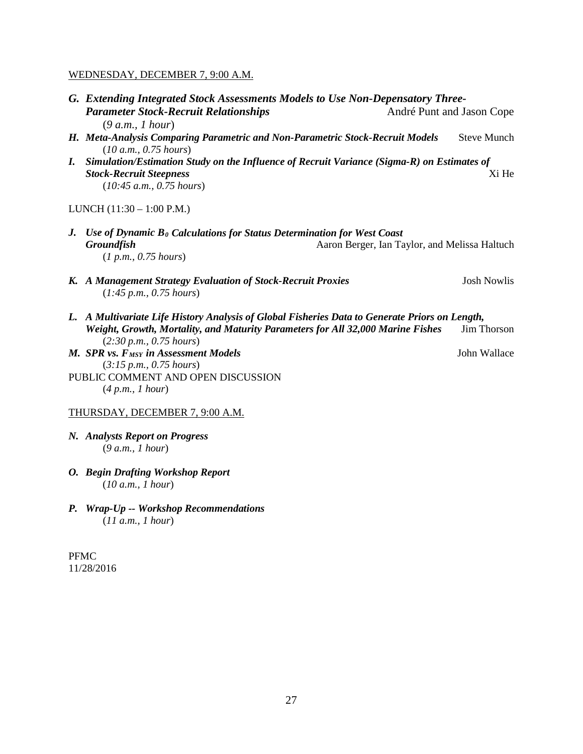WEDNESDAY, DECEMBER 7, 9:00 A.M.

**G. *Extending Integrated Stock Assessments Models to Use Non-Depensatory Three-Parameter Stock-Recruit Relationships*** André Punt and Jason Cope
(*9 a.m., 1 hour*)

**H. *Meta-Analysis Comparing Parametric and Non-Parametric Stock-Recruit Models*** Steve Munch
(*10 a.m., 0.75 hours*)

**I. *Simulation/Estimation Study on the Influence of Recruit Variance (Sigma-R) on Estimates of Stock-Recruit Steepness*** Xi He
(*10:45 a.m., 0.75 hours*)

LUNCH (11:30 – 1:00 P.M.)

**J. *Use of Dynamic $B_0$ Calculations for Status Determination for West Coast Groundfish*** Aaron Berger, Ian Taylor, and Melissa Haltuch
(*1 p.m., 0.75 hours*)

**K. *A Management Strategy Evaluation of Stock-Recruit Proxies*** Josh Nowlis
(*1:45 p.m., 0.75 hours*)

**L. *A Multivariate Life History Analysis of Global Fisheries Data to Generate Priors on Length, Weight, Growth, Mortality, and Maturity Parameters for All 32,000 Marine Fishes*** Jim Thorson
(*2:30 p.m., 0.75 hours*)

**M. *SPR vs. $F_{MSY}$ in Assessment Models*** John Wallace
(*3:15 p.m., 0.75 hours*)

PUBLIC COMMENT AND OPEN DISCUSSION
(*4 p.m., 1 hour*)

THURSDAY, DECEMBER 7, 9:00 A.M.

**N. *Analysts Report on Progress***
(*9 a.m., 1 hour*)

**O. *Begin Drafting Workshop Report***
(*10 a.m., 1 hour*)

**P. *Wrap-Up -- Workshop Recommendations***
(*11 a.m., 1 hour*)

PFMC
11/28/2016